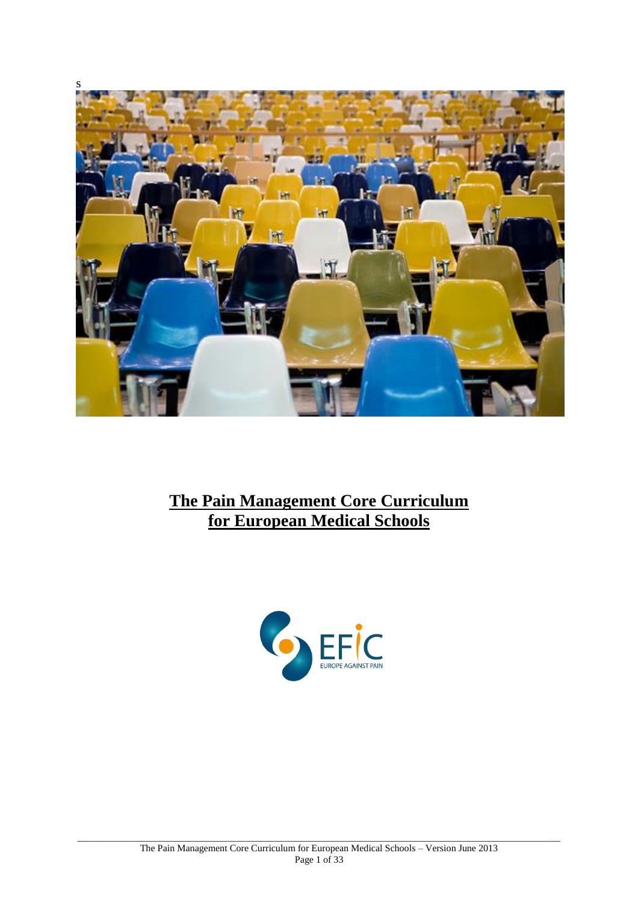s

# The Pain Management Core Curriculum for European Medical Schools

EFIC

EUROPE AGAINST PAIN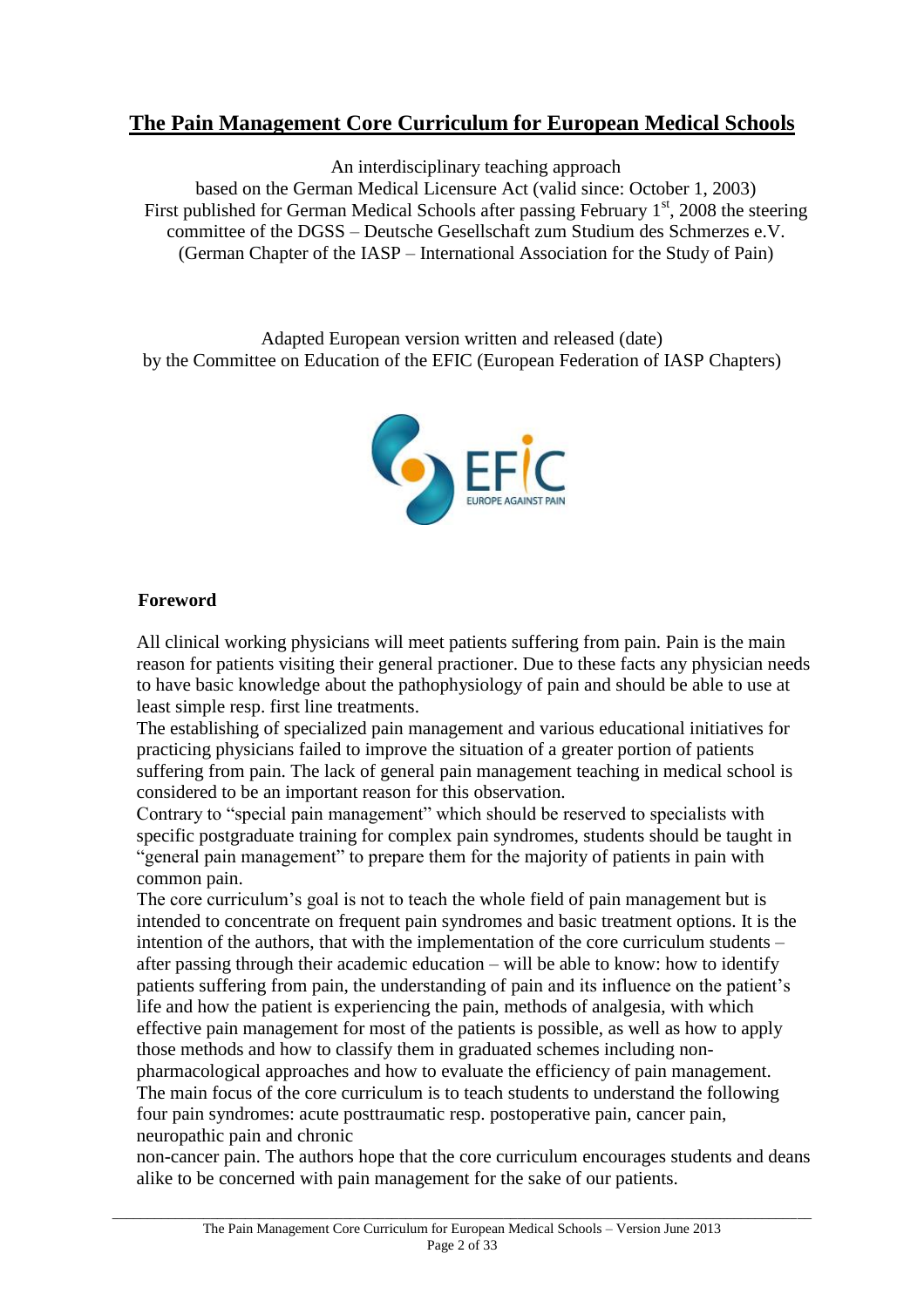# The Pain Management Core Curriculum for European Medical Schools

An interdisciplinary teaching approach
based on the German Medical Licensure Act (valid since: October 1, 2003)
First published for German Medical Schools after passing February 1st, 2008 the steering committee of the DGSS – Deutsche Gesellschaft zum Studium des Schmerzes e.V. (German Chapter of the IASP – International Association for the Study of Pain)

Adapted European version written and released (date)
by the Committee on Education of the EFIC (European Federation of IASP Chapters)

## Foreword

All clinical working physicians will meet patients suffering from pain. Pain is the main reason for patients visiting their general practioner. Due to these facts any physician needs to have basic knowledge about the pathophysiology of pain and should be able to use at least simple resp. first line treatments.
The establishing of specialized pain management and various educational initiatives for practicing physicians failed to improve the situation of a greater portion of patients suffering from pain. The lack of general pain management teaching in medical school is considered to be an important reason for this observation.
Contrary to "special pain management" which should be reserved to specialists with specific postgraduate training for complex pain syndromes, students should be taught in "general pain management" to prepare them for the majority of patients in pain with common pain.
The core curriculum's goal is not to teach the whole field of pain management but is intended to concentrate on frequent pain syndromes and basic treatment options. It is the intention of the authors, that with the implementation of the core curriculum students – after passing through their academic education – will be able to know: how to identify patients suffering from pain, the understanding of pain and its influence on the patient's life and how the patient is experiencing the pain, methods of analgesia, with which effective pain management for most of the patients is possible, as well as how to apply those methods and how to classify them in graduated schemes including non-pharmacological approaches and how to evaluate the efficiency of pain management.
The main focus of the core curriculum is to teach students to understand the following four pain syndromes: acute posttraumatic resp. postoperative pain, cancer pain, neuropathic pain and chronic non-cancer pain. The authors hope that the core curriculum encourages students and deans alike to be concerned with pain management for the sake of our patients.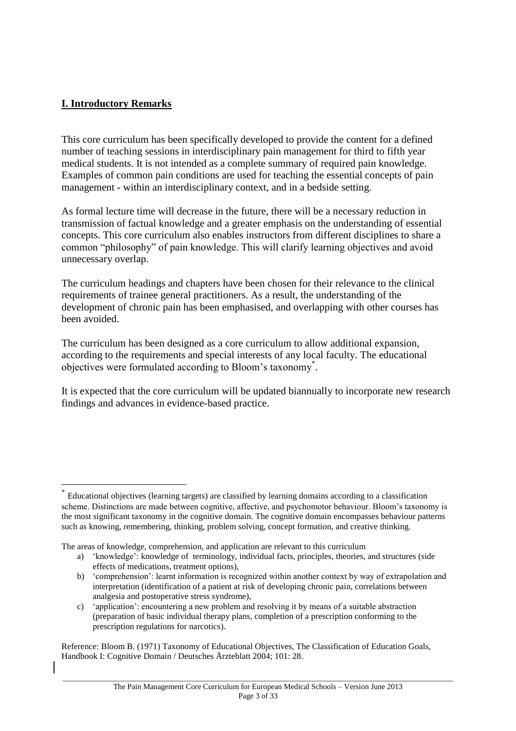## I. Introductory Remarks

This core curriculum has been specifically developed to provide the content for a defined number of teaching sessions in interdisciplinary pain management for third to fifth year medical students. It is not intended as a complete summary of required pain knowledge. Examples of common pain conditions are used for teaching the essential concepts of pain management - within an interdisciplinary context, and in a bedside setting.

As formal lecture time will decrease in the future, there will be a necessary reduction in transmission of factual knowledge and a greater emphasis on the understanding of essential concepts. This core curriculum also enables instructors from different disciplines to share a common "philosophy" of pain knowledge. This will clarify learning objectives and avoid unnecessary overlap.

The curriculum headings and chapters have been chosen for their relevance to the clinical requirements of trainee general practitioners. As a result, the understanding of the development of chronic pain has been emphasised, and overlapping with other courses has been avoided.

The curriculum has been designed as a core curriculum to allow additional expansion, according to the requirements and special interests of any local faculty. The educational objectives were formulated according to Bloom's taxonomy[*].

It is expected that the core curriculum will be updated biannually to incorporate new research findings and advances in evidence-based practice.

---

[*] Educational objectives (learning targets) are classified by learning domains according to a classification scheme. Distinctions are made between cognitive, affective, and psychomotor behaviour. Bloom's taxonomy is the most significant taxonomy in the cognitive domain. The cognitive domain encompasses behaviour patterns such as knowing, remembering, thinking, problem solving, concept formation, and creative thinking.

The areas of knowledge, comprehension, and application are relevant to this curriculum

a) 'knowledge': knowledge of terminology, individual facts, principles, theories, and structures (side effects of medications, treatment options),
b) 'comprehension': learnt information is recognized within another context by way of extrapolation and interpretation (identification of a patient at risk of developing chronic pain, correlations between analgesia and postoperative stress syndrome),
c) 'application': encountering a new problem and resolving it by means of a suitable abstraction (preparation of basic individual therapy plans, completion of a prescription conforming to the prescription regulations for narcotics).

Reference: Bloom B. (1971) Taxonomy of Educational Objectives, The Classification of Education Goals, Handbook I: Cognitive Domain / Deutsches Ärzteblatt 2004; 101: 28.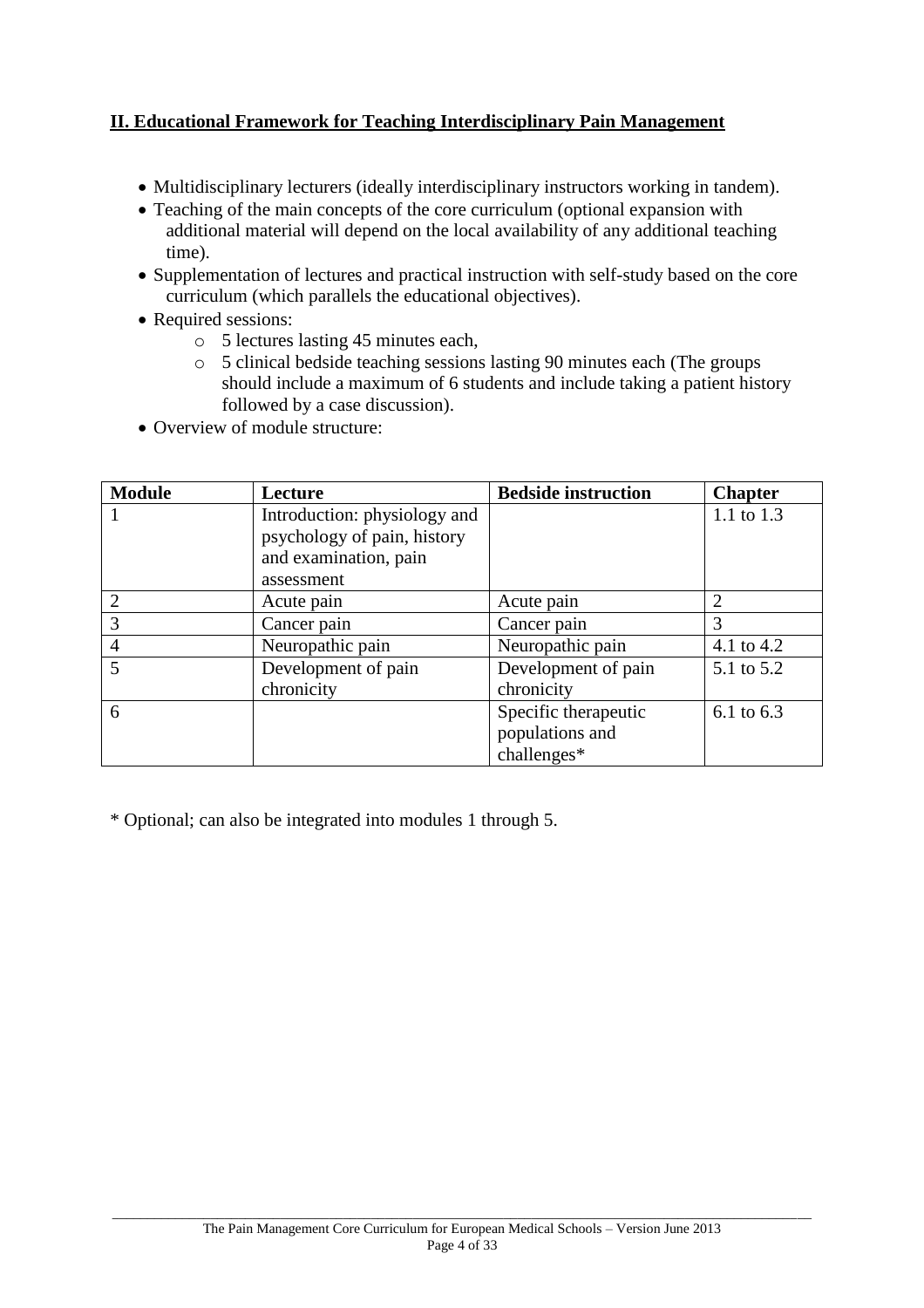## II. Educational Framework for Teaching Interdisciplinary Pain Management

- Multidisciplinary lecturers (ideally interdisciplinary instructors working in tandem).
- Teaching of the main concepts of the core curriculum (optional expansion with additional material will depend on the local availability of any additional teaching time).
- Supplementation of lectures and practical instruction with self-study based on the core curriculum (which parallels the educational objectives).
- Required sessions:
  - 5 lectures lasting 45 minutes each,
  - 5 clinical bedside teaching sessions lasting 90 minutes each (The groups should include a maximum of 6 students and include taking a patient history followed by a case discussion).
- Overview of module structure:

| Module | Lecture | Bedside instruction | Chapter |
|---|---|---|---|
| 1 | Introduction: physiology and psychology of pain, history and examination, pain assessment | | 1.1 to 1.3 |
| 2 | Acute pain | Acute pain | 2 |
| 3 | Cancer pain | Cancer pain | 3 |
| 4 | Neuropathic pain | Neuropathic pain | 4.1 to 4.2 |
| 5 | Development of pain chronicity | Development of pain chronicity | 5.1 to 5.2 |
| 6 | | Specific therapeutic populations and challenges* | 6.1 to 6.3 |

* Optional; can also be integrated into modules 1 through 5.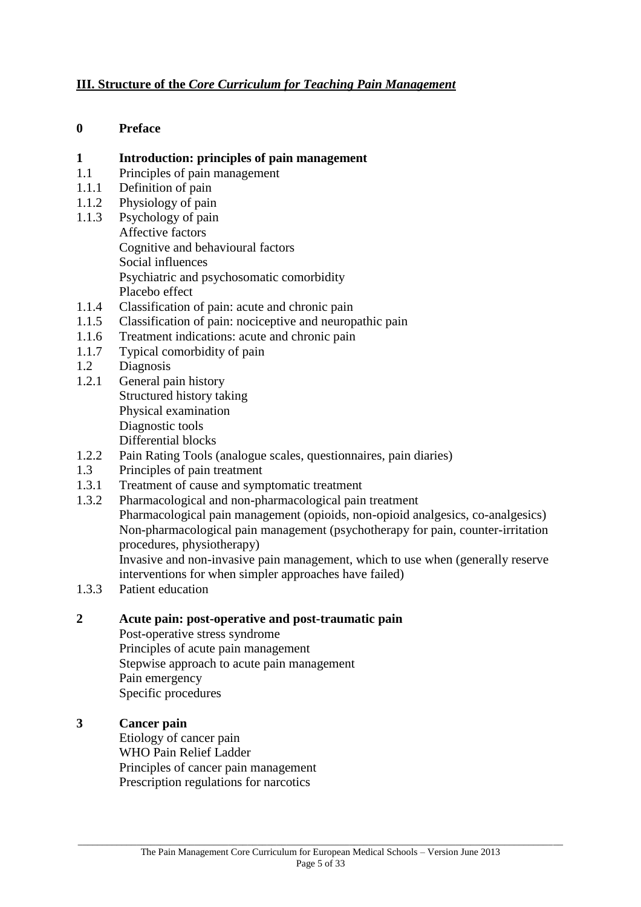## **III. Structure of the *Core Curriculum for Teaching Pain Management***

**0 Preface**

**1 Introduction: principles of pain management**

1.1 Principles of pain management

1.1.1 Definition of pain

1.1.2 Physiology of pain

1.1.3 Psychology of pain
- Affective factors
- Cognitive and behavioural factors
- Social influences
- Psychiatric and psychosomatic comorbidity
- Placebo effect

1.1.4 Classification of pain: acute and chronic pain

1.1.5 Classification of pain: nociceptive and neuropathic pain

1.1.6 Treatment indications: acute and chronic pain

1.1.7 Typical comorbidity of pain

1.2 Diagnosis

1.2.1 General pain history
- Structured history taking
- Physical examination
- Diagnostic tools
- Differential blocks

1.2.2 Pain Rating Tools (analogue scales, questionnaires, pain diaries)

1.3 Principles of pain treatment

1.3.1 Treatment of cause and symptomatic treatment

1.3.2 Pharmacological and non-pharmacological pain treatment
- Pharmacological pain management (opioids, non-opioid analgesics, co-analgesics)
- Non-pharmacological pain management (psychotherapy for pain, counter-irritation procedures, physiotherapy)
- Invasive and non-invasive pain management, which to use when (generally reserve interventions for when simpler approaches have failed)

1.3.3 Patient education

**2 Acute pain: post-operative and post-traumatic pain**
- Post-operative stress syndrome
- Principles of acute pain management
- Stepwise approach to acute pain management
- Pain emergency
- Specific procedures

**3 Cancer pain**
- Etiology of cancer pain
- WHO Pain Relief Ladder
- Principles of cancer pain management
- Prescription regulations for narcotics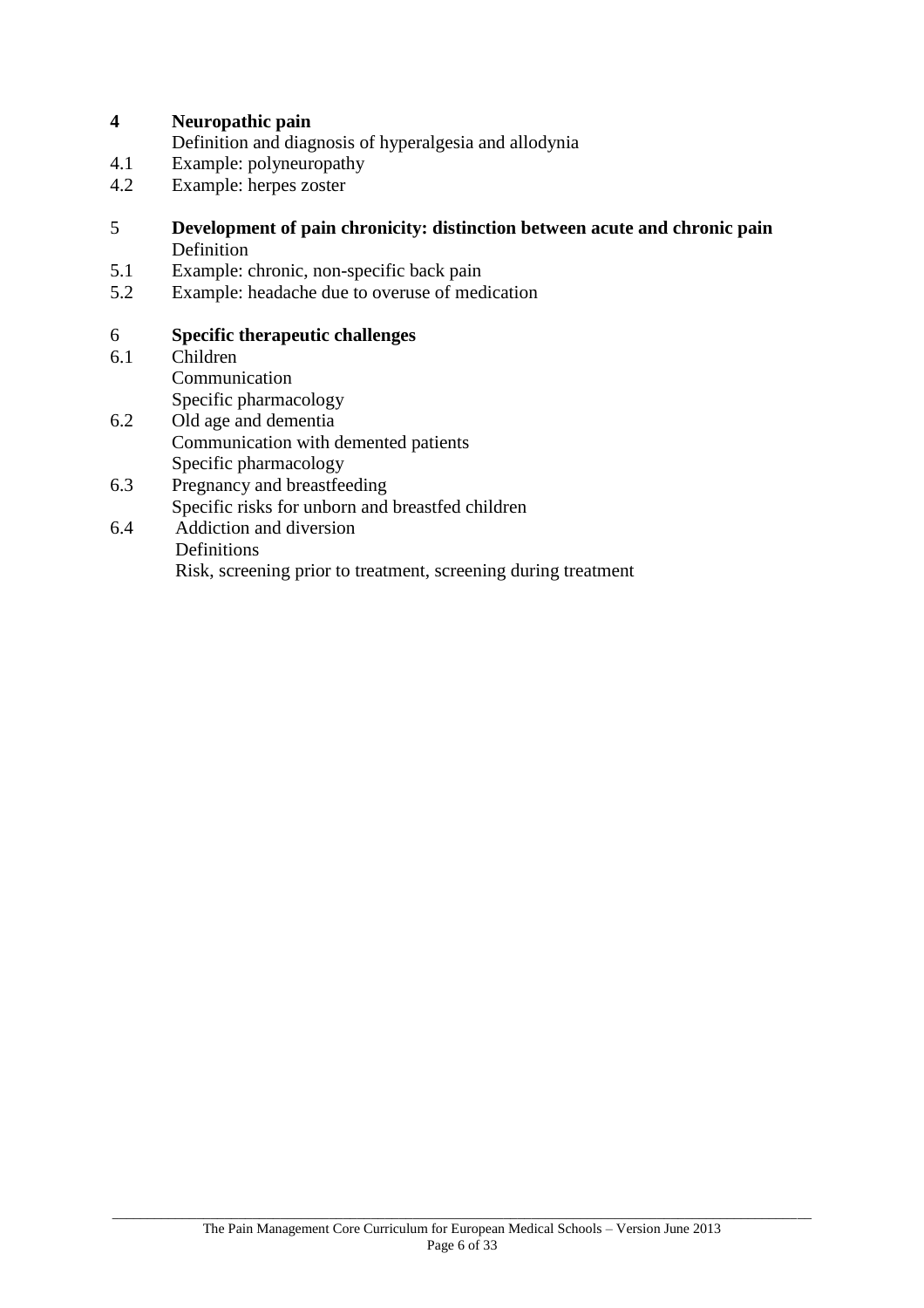**4 Neuropathic pain**

Definition and diagnosis of hyperalgesia and allodynia

4.1 Example: polyneuropathy

4.2 Example: herpes zoster

**5 Development of pain chronicity: distinction between acute and chronic pain**

Definition

5.1 Example: chronic, non-specific back pain

5.2 Example: headache due to overuse of medication

**6 Specific therapeutic challenges**

6.1 Children

Communication

Specific pharmacology

6.2 Old age and dementia

Communication with demented patients

Specific pharmacology

6.3 Pregnancy and breastfeeding

Specific risks for unborn and breastfed children

6.4 Addiction and diversion

Definitions

Risk, screening prior to treatment, screening during treatment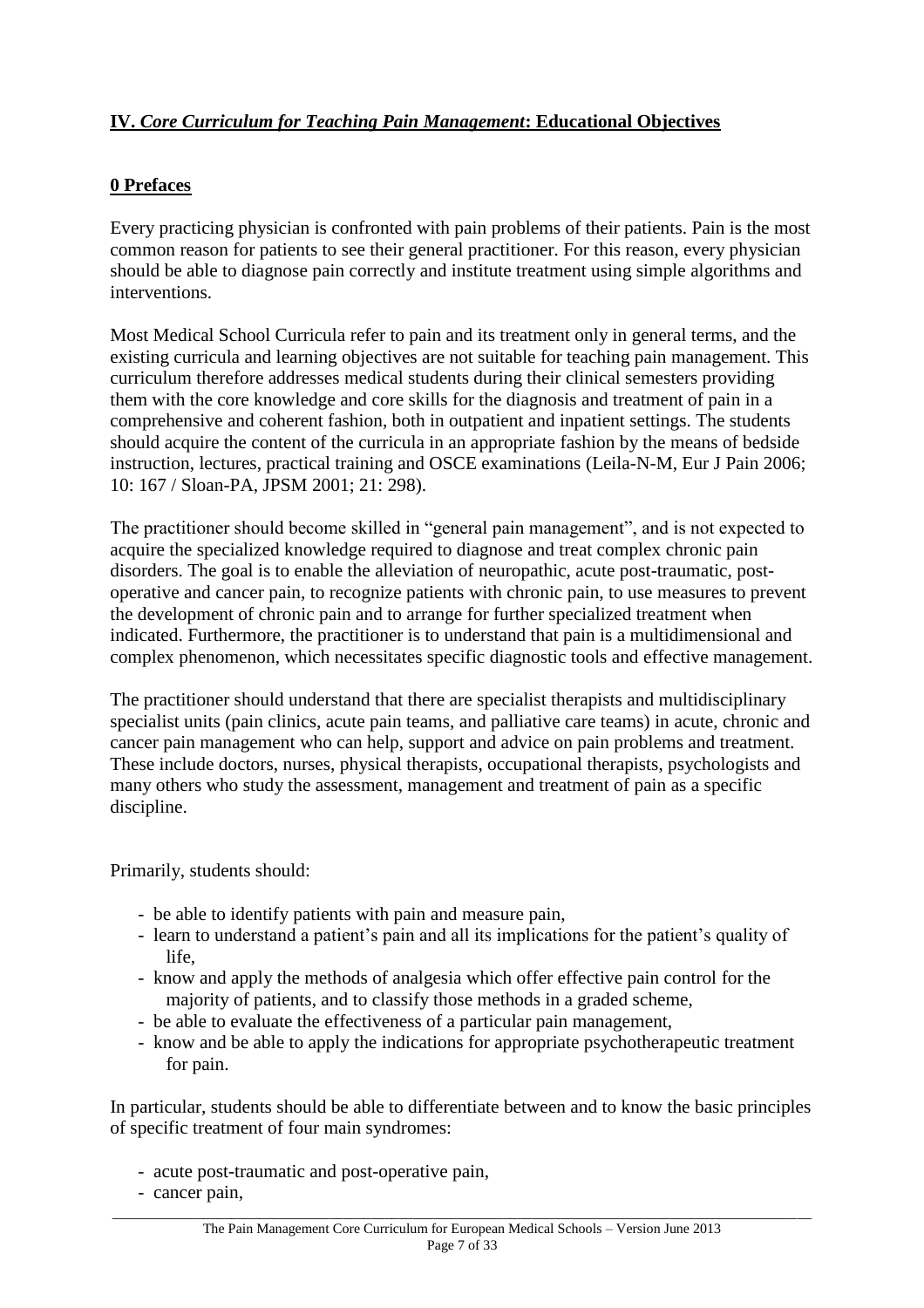## **IV. *Core Curriculum for Teaching Pain Management*: Educational Objectives**

### **0 Prefaces**

Every practicing physician is confronted with pain problems of their patients. Pain is the most common reason for patients to see their general practitioner. For this reason, every physician should be able to diagnose pain correctly and institute treatment using simple algorithms and interventions.

Most Medical School Curricula refer to pain and its treatment only in general terms, and the existing curricula and learning objectives are not suitable for teaching pain management. This curriculum therefore addresses medical students during their clinical semesters providing them with the core knowledge and core skills for the diagnosis and treatment of pain in a comprehensive and coherent fashion, both in outpatient and inpatient settings. The students should acquire the content of the curricula in an appropriate fashion by the means of bedside instruction, lectures, practical training and OSCE examinations (Leila-N-M, Eur J Pain 2006; 10: 167 / Sloan-PA, JPSM 2001; 21: 298).

The practitioner should become skilled in "general pain management", and is not expected to acquire the specialized knowledge required to diagnose and treat complex chronic pain disorders. The goal is to enable the alleviation of neuropathic, acute post-traumatic, post-operative and cancer pain, to recognize patients with chronic pain, to use measures to prevent the development of chronic pain and to arrange for further specialized treatment when indicated. Furthermore, the practitioner is to understand that pain is a multidimensional and complex phenomenon, which necessitates specific diagnostic tools and effective management.

The practitioner should understand that there are specialist therapists and multidisciplinary specialist units (pain clinics, acute pain teams, and palliative care teams) in acute, chronic and cancer pain management who can help, support and advice on pain problems and treatment. These include doctors, nurses, physical therapists, occupational therapists, psychologists and many others who study the assessment, management and treatment of pain as a specific discipline.

Primarily, students should:

- be able to identify patients with pain and measure pain,
- learn to understand a patient's pain and all its implications for the patient's quality of life,
- know and apply the methods of analgesia which offer effective pain control for the majority of patients, and to classify those methods in a graded scheme,
- be able to evaluate the effectiveness of a particular pain management,
- know and be able to apply the indications for appropriate psychotherapeutic treatment for pain.

In particular, students should be able to differentiate between and to know the basic principles of specific treatment of four main syndromes:

- acute post-traumatic and post-operative pain,
- cancer pain,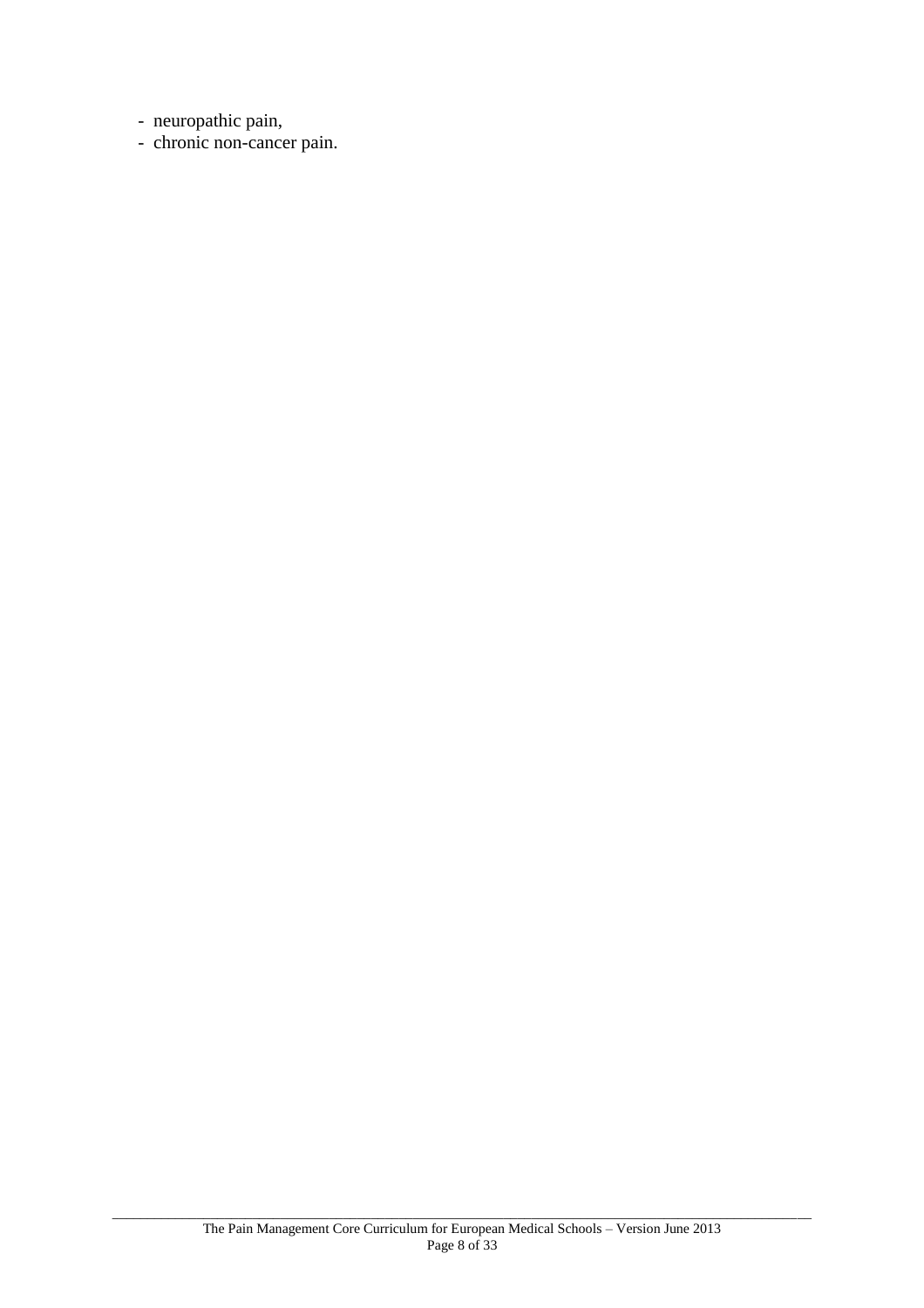- neuropathic pain,
- chronic non-cancer pain.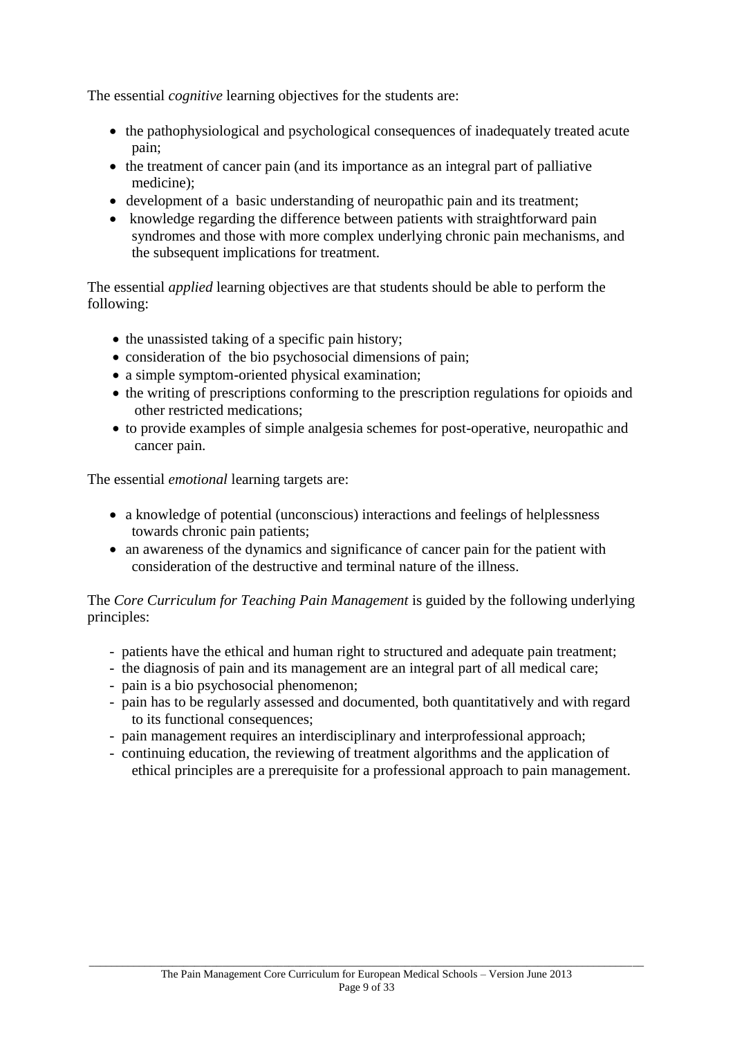The essential *cognitive* learning objectives for the students are:

- the pathophysiological and psychological consequences of inadequately treated acute pain;
- the treatment of cancer pain (and its importance as an integral part of palliative medicine);
- development of a basic understanding of neuropathic pain and its treatment;
- knowledge regarding the difference between patients with straightforward pain syndromes and those with more complex underlying chronic pain mechanisms, and the subsequent implications for treatment.

The essential *applied* learning objectives are that students should be able to perform the following:

- the unassisted taking of a specific pain history;
- consideration of the bio psychosocial dimensions of pain;
- a simple symptom-oriented physical examination;
- the writing of prescriptions conforming to the prescription regulations for opioids and other restricted medications;
- to provide examples of simple analgesia schemes for post-operative, neuropathic and cancer pain.

The essential *emotional* learning targets are:

- a knowledge of potential (unconscious) interactions and feelings of helplessness towards chronic pain patients;
- an awareness of the dynamics and significance of cancer pain for the patient with consideration of the destructive and terminal nature of the illness.

The *Core Curriculum for Teaching Pain Management* is guided by the following underlying principles:

- patients have the ethical and human right to structured and adequate pain treatment;
- the diagnosis of pain and its management are an integral part of all medical care;
- pain is a bio psychosocial phenomenon;
- pain has to be regularly assessed and documented, both quantitatively and with regard to its functional consequences;
- pain management requires an interdisciplinary and interprofessional approach;
- continuing education, the reviewing of treatment algorithms and the application of ethical principles are a prerequisite for a professional approach to pain management.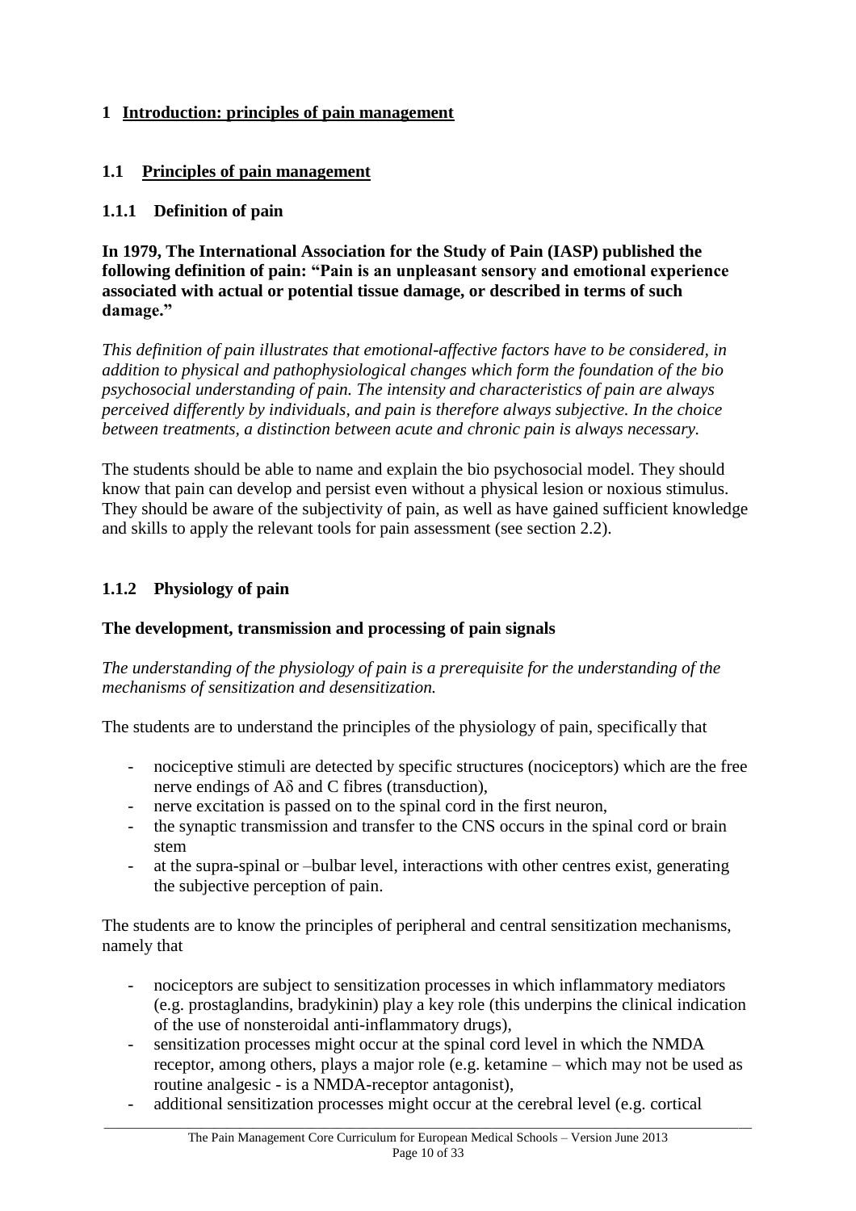# 1 Introduction: principles of pain management

## 1.1 Principles of pain management

### 1.1.1 Definition of pain

**In 1979, The International Association for the Study of Pain (IASP) published the following definition of pain: "Pain is an unpleasant sensory and emotional experience associated with actual or potential tissue damage, or described in terms of such damage."**

*This definition of pain illustrates that emotional-affective factors have to be considered, in addition to physical and pathophysiological changes which form the foundation of the bio psychosocial understanding of pain. The intensity and characteristics of pain are always perceived differently by individuals, and pain is therefore always subjective. In the choice between treatments, a distinction between acute and chronic pain is always necessary.*

The students should be able to name and explain the bio psychosocial model. They should know that pain can develop and persist even without a physical lesion or noxious stimulus. They should be aware of the subjectivity of pain, as well as have gained sufficient knowledge and skills to apply the relevant tools for pain assessment (see section 2.2).

### 1.1.2 Physiology of pain

**The development, transmission and processing of pain signals**

*The understanding of the physiology of pain is a prerequisite for the understanding of the mechanisms of sensitization and desensitization.*

The students are to understand the principles of the physiology of pain, specifically that

- nociceptive stimuli are detected by specific structures (nociceptors) which are the free nerve endings of Aδ and C fibres (transduction),
- nerve excitation is passed on to the spinal cord in the first neuron,
- the synaptic transmission and transfer to the CNS occurs in the spinal cord or brain stem
- at the supra-spinal or –bulbar level, interactions with other centres exist, generating the subjective perception of pain.

The students are to know the principles of peripheral and central sensitization mechanisms, namely that

- nociceptors are subject to sensitization processes in which inflammatory mediators (e.g. prostaglandins, bradykinin) play a key role (this underpins the clinical indication of the use of nonsteroidal anti-inflammatory drugs),
- sensitization processes might occur at the spinal cord level in which the NMDA receptor, among others, plays a major role (e.g. ketamine – which may not be used as routine analgesic - is a NMDA-receptor antagonist),
- additional sensitization processes might occur at the cerebral level (e.g. cortical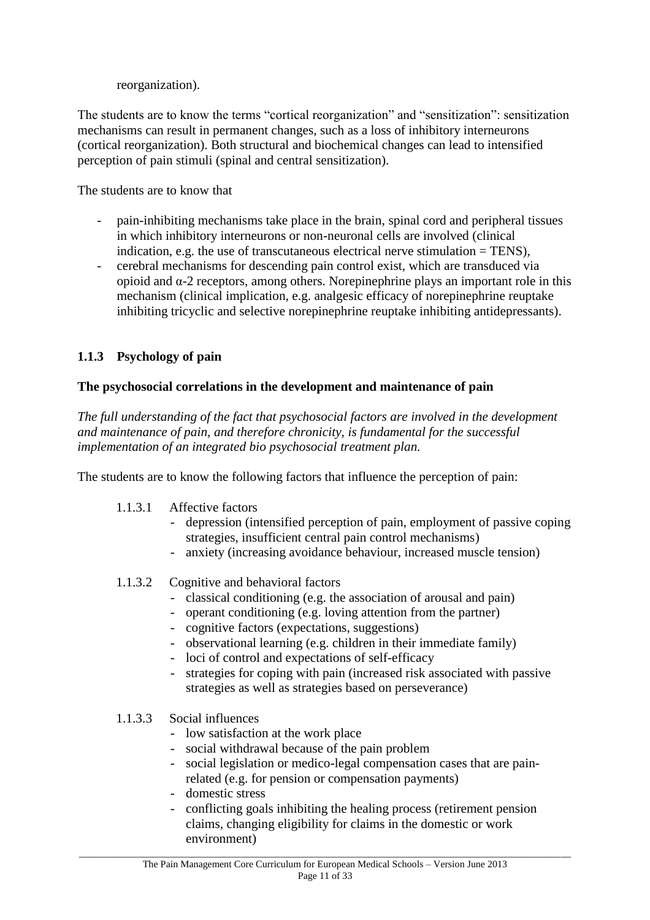reorganization).

The students are to know the terms “cortical reorganization” and “sensitization”: sensitization mechanisms can result in permanent changes, such as a loss of inhibitory interneurons (cortical reorganization). Both structural and biochemical changes can lead to intensified perception of pain stimuli (spinal and central sensitization).

The students are to know that

- pain-inhibiting mechanisms take place in the brain, spinal cord and peripheral tissues in which inhibitory interneurons or non-neuronal cells are involved (clinical indication, e.g. the use of transcutaneous electrical nerve stimulation = TENS),
- cerebral mechanisms for descending pain control exist, which are transduced via opioid and α-2 receptors, among others. Norepinephrine plays an important role in this mechanism (clinical implication, e.g. analgesic efficacy of norepinephrine reuptake inhibiting tricyclic and selective norepinephrine reuptake inhibiting antidepressants).

### 1.1.3 Psychology of pain

**The psychosocial correlations in the development and maintenance of pain**

*The full understanding of the fact that psychosocial factors are involved in the development and maintenance of pain, and therefore chronicity, is fundamental for the successful implementation of an integrated bio psychosocial treatment plan.*

The students are to know the following factors that influence the perception of pain:

1.1.3.1 Affective factors
- depression (intensified perception of pain, employment of passive coping strategies, insufficient central pain control mechanisms)
- anxiety (increasing avoidance behaviour, increased muscle tension)

1.1.3.2 Cognitive and behavioral factors
- classical conditioning (e.g. the association of arousal and pain)
- operant conditioning (e.g. loving attention from the partner)
- cognitive factors (expectations, suggestions)
- observational learning (e.g. children in their immediate family)
- loci of control and expectations of self-efficacy
- strategies for coping with pain (increased risk associated with passive strategies as well as strategies based on perseverance)

1.1.3.3 Social influences
- low satisfaction at the work place
- social withdrawal because of the pain problem
- social legislation or medico-legal compensation cases that are pain-related (e.g. for pension or compensation payments)
- domestic stress
- conflicting goals inhibiting the healing process (retirement pension claims, changing eligibility for claims in the domestic or work environment)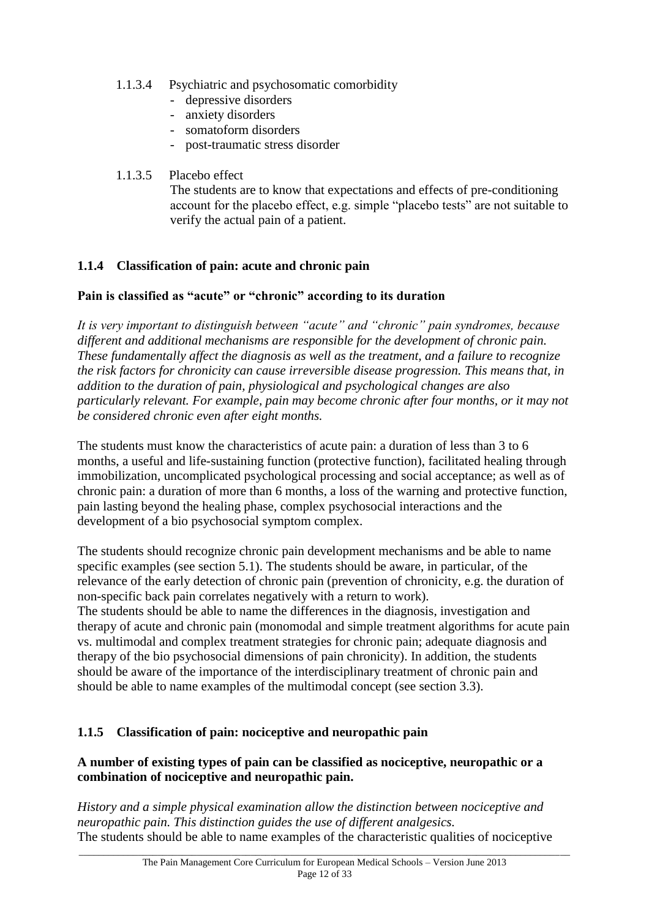1.1.3.4 Psychiatric and psychosomatic comorbidity
- depressive disorders
- anxiety disorders
- somatoform disorders
- post-traumatic stress disorder

1.1.3.5 Placebo effect

The students are to know that expectations and effects of pre-conditioning account for the placebo effect, e.g. simple "placebo tests" are not suitable to verify the actual pain of a patient.

### 1.1.4 Classification of pain: acute and chronic pain

**Pain is classified as "acute" or "chronic" according to its duration**

*It is very important to distinguish between "acute" and "chronic" pain syndromes, because different and additional mechanisms are responsible for the development of chronic pain. These fundamentally affect the diagnosis as well as the treatment, and a failure to recognize the risk factors for chronicity can cause irreversible disease progression. This means that, in addition to the duration of pain, physiological and psychological changes are also particularly relevant. For example, pain may become chronic after four months, or it may not be considered chronic even after eight months.*

The students must know the characteristics of acute pain: a duration of less than 3 to 6 months, a useful and life-sustaining function (protective function), facilitated healing through immobilization, uncomplicated psychological processing and social acceptance; as well as of chronic pain: a duration of more than 6 months, a loss of the warning and protective function, pain lasting beyond the healing phase, complex psychosocial interactions and the development of a bio psychosocial symptom complex.

The students should recognize chronic pain development mechanisms and be able to name specific examples (see section 5.1). The students should be aware, in particular, of the relevance of the early detection of chronic pain (prevention of chronicity, e.g. the duration of non-specific back pain correlates negatively with a return to work).
The students should be able to name the differences in the diagnosis, investigation and therapy of acute and chronic pain (monomodal and simple treatment algorithms for acute pain vs. multimodal and complex treatment strategies for chronic pain; adequate diagnosis and therapy of the bio psychosocial dimensions of pain chronicity). In addition, the students should be aware of the importance of the interdisciplinary treatment of chronic pain and should be able to name examples of the multimodal concept (see section 3.3).

### 1.1.5 Classification of pain: nociceptive and neuropathic pain

**A number of existing types of pain can be classified as nociceptive, neuropathic or a combination of nociceptive and neuropathic pain.**

*History and a simple physical examination allow the distinction between nociceptive and neuropathic pain. This distinction guides the use of different analgesics.*
The students should be able to name examples of the characteristic qualities of nociceptive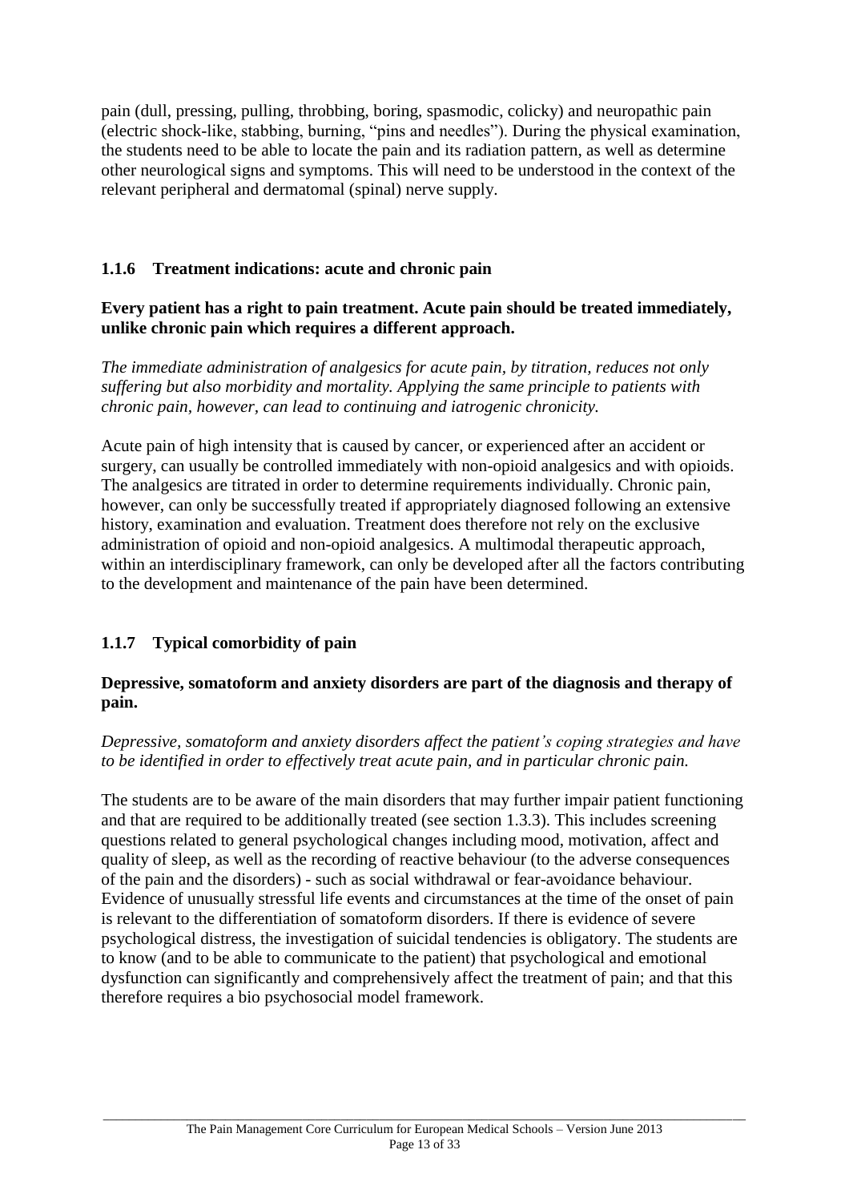pain (dull, pressing, pulling, throbbing, boring, spasmodic, colicky) and neuropathic pain (electric shock-like, stabbing, burning, "pins and needles"). During the physical examination, the students need to be able to locate the pain and its radiation pattern, as well as determine other neurological signs and symptoms. This will need to be understood in the context of the relevant peripheral and dermatomal (spinal) nerve supply.

### 1.1.6 Treatment indications: acute and chronic pain

**Every patient has a right to pain treatment. Acute pain should be treated immediately, unlike chronic pain which requires a different approach.**

*The immediate administration of analgesics for acute pain, by titration, reduces not only suffering but also morbidity and mortality. Applying the same principle to patients with chronic pain, however, can lead to continuing and iatrogenic chronicity.*

Acute pain of high intensity that is caused by cancer, or experienced after an accident or surgery, can usually be controlled immediately with non-opioid analgesics and with opioids. The analgesics are titrated in order to determine requirements individually. Chronic pain, however, can only be successfully treated if appropriately diagnosed following an extensive history, examination and evaluation. Treatment does therefore not rely on the exclusive administration of opioid and non-opioid analgesics. A multimodal therapeutic approach, within an interdisciplinary framework, can only be developed after all the factors contributing to the development and maintenance of the pain have been determined.

### 1.1.7 Typical comorbidity of pain

**Depressive, somatoform and anxiety disorders are part of the diagnosis and therapy of pain.**

*Depressive, somatoform and anxiety disorders affect the patient's coping strategies and have to be identified in order to effectively treat acute pain, and in particular chronic pain.*

The students are to be aware of the main disorders that may further impair patient functioning and that are required to be additionally treated (see section 1.3.3). This includes screening questions related to general psychological changes including mood, motivation, affect and quality of sleep, as well as the recording of reactive behaviour (to the adverse consequences of the pain and the disorders) - such as social withdrawal or fear-avoidance behaviour. Evidence of unusually stressful life events and circumstances at the time of the onset of pain is relevant to the differentiation of somatoform disorders. If there is evidence of severe psychological distress, the investigation of suicidal tendencies is obligatory. The students are to know (and to be able to communicate to the patient) that psychological and emotional dysfunction can significantly and comprehensively affect the treatment of pain; and that this therefore requires a bio psychosocial model framework.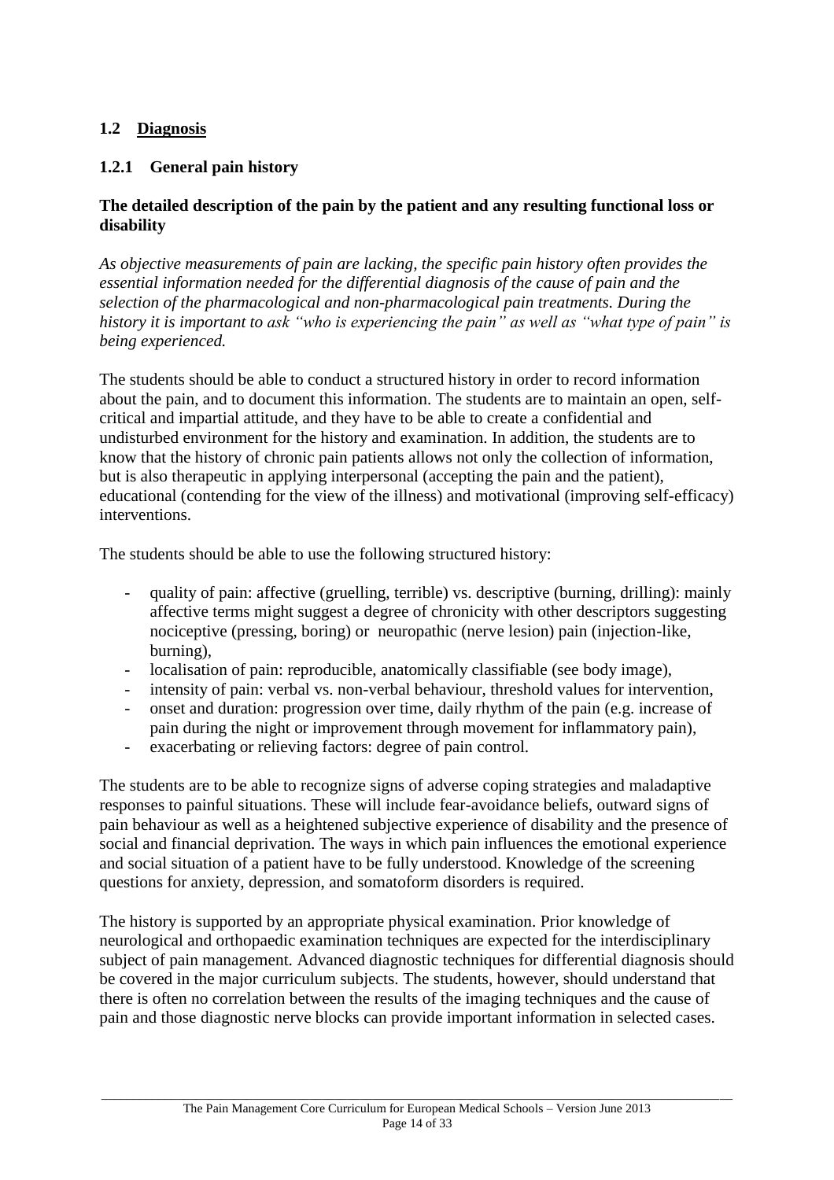## 1.2 Diagnosis

### 1.2.1 General pain history

**The detailed description of the pain by the patient and any resulting functional loss or disability**

*As objective measurements of pain are lacking, the specific pain history often provides the essential information needed for the differential diagnosis of the cause of pain and the selection of the pharmacological and non-pharmacological pain treatments. During the history it is important to ask "who is experiencing the pain" as well as "what type of pain" is being experienced.*

The students should be able to conduct a structured history in order to record information about the pain, and to document this information. The students are to maintain an open, self-critical and impartial attitude, and they have to be able to create a confidential and undisturbed environment for the history and examination. In addition, the students are to know that the history of chronic pain patients allows not only the collection of information, but is also therapeutic in applying interpersonal (accepting the pain and the patient), educational (contending for the view of the illness) and motivational (improving self-efficacy) interventions.

The students should be able to use the following structured history:

- quality of pain: affective (gruelling, terrible) vs. descriptive (burning, drilling): mainly affective terms might suggest a degree of chronicity with other descriptors suggesting nociceptive (pressing, boring) or neuropathic (nerve lesion) pain (injection-like, burning),
- localisation of pain: reproducible, anatomically classifiable (see body image),
- intensity of pain: verbal vs. non-verbal behaviour, threshold values for intervention,
- onset and duration: progression over time, daily rhythm of the pain (e.g. increase of pain during the night or improvement through movement for inflammatory pain),
- exacerbating or relieving factors: degree of pain control.

The students are to be able to recognize signs of adverse coping strategies and maladaptive responses to painful situations. These will include fear-avoidance beliefs, outward signs of pain behaviour as well as a heightened subjective experience of disability and the presence of social and financial deprivation. The ways in which pain influences the emotional experience and social situation of a patient have to be fully understood. Knowledge of the screening questions for anxiety, depression, and somatoform disorders is required.

The history is supported by an appropriate physical examination. Prior knowledge of neurological and orthopaedic examination techniques are expected for the interdisciplinary subject of pain management. Advanced diagnostic techniques for differential diagnosis should be covered in the major curriculum subjects. The students, however, should understand that there is often no correlation between the results of the imaging techniques and the cause of pain and those diagnostic nerve blocks can provide important information in selected cases.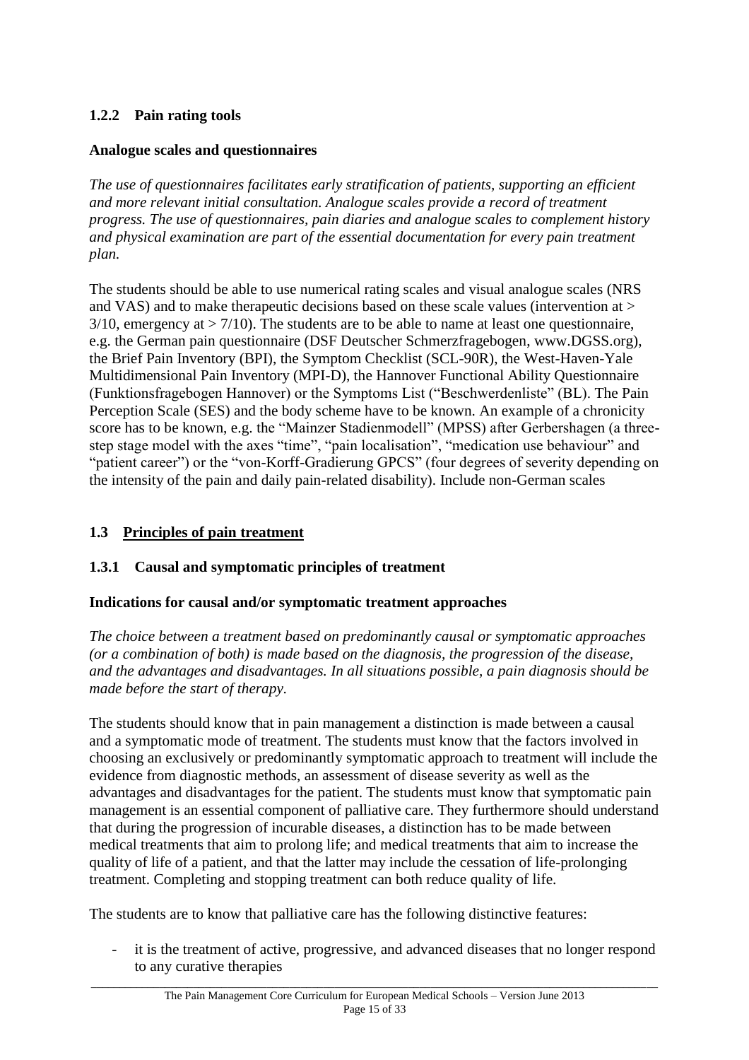### 1.2.2 Pain rating tools

**Analogue scales and questionnaires**

*The use of questionnaires facilitates early stratification of patients, supporting an efficient and more relevant initial consultation. Analogue scales provide a record of treatment progress. The use of questionnaires, pain diaries and analogue scales to complement history and physical examination are part of the essential documentation for every pain treatment plan.*

The students should be able to use numerical rating scales and visual analogue scales (NRS and VAS) and to make therapeutic decisions based on these scale values (intervention at > 3/10, emergency at > 7/10). The students are to be able to name at least one questionnaire, e.g. the German pain questionnaire (DSF Deutscher Schmerzfragebogen, www.DGSS.org), the Brief Pain Inventory (BPI), the Symptom Checklist (SCL-90R), the West-Haven-Yale Multidimensional Pain Inventory (MPI-D), the Hannover Functional Ability Questionnaire (Funktionsfragebogen Hannover) or the Symptoms List ("Beschwerdenliste" (BL). The Pain Perception Scale (SES) and the body scheme have to be known. An example of a chronicity score has to be known, e.g. the "Mainzer Stadienmodell" (MPSS) after Gerbershagen (a three-step stage model with the axes "time", "pain localisation", "medication use behaviour" and "patient career") or the "von-Korff-Gradierung GPCS" (four degrees of severity depending on the intensity of the pain and daily pain-related disability). Include non-German scales

## 1.3 Principles of pain treatment

### 1.3.1 Causal and symptomatic principles of treatment

**Indications for causal and/or symptomatic treatment approaches**

*The choice between a treatment based on predominantly causal or symptomatic approaches (or a combination of both) is made based on the diagnosis, the progression of the disease, and the advantages and disadvantages. In all situations possible, a pain diagnosis should be made before the start of therapy.*

The students should know that in pain management a distinction is made between a causal and a symptomatic mode of treatment. The students must know that the factors involved in choosing an exclusively or predominantly symptomatic approach to treatment will include the evidence from diagnostic methods, an assessment of disease severity as well as the advantages and disadvantages for the patient. The students must know that symptomatic pain management is an essential component of palliative care. They furthermore should understand that during the progression of incurable diseases, a distinction has to be made between medical treatments that aim to prolong life; and medical treatments that aim to increase the quality of life of a patient, and that the latter may include the cessation of life-prolonging treatment. Completing and stopping treatment can both reduce quality of life.

The students are to know that palliative care has the following distinctive features:

- it is the treatment of active, progressive, and advanced diseases that no longer respond to any curative therapies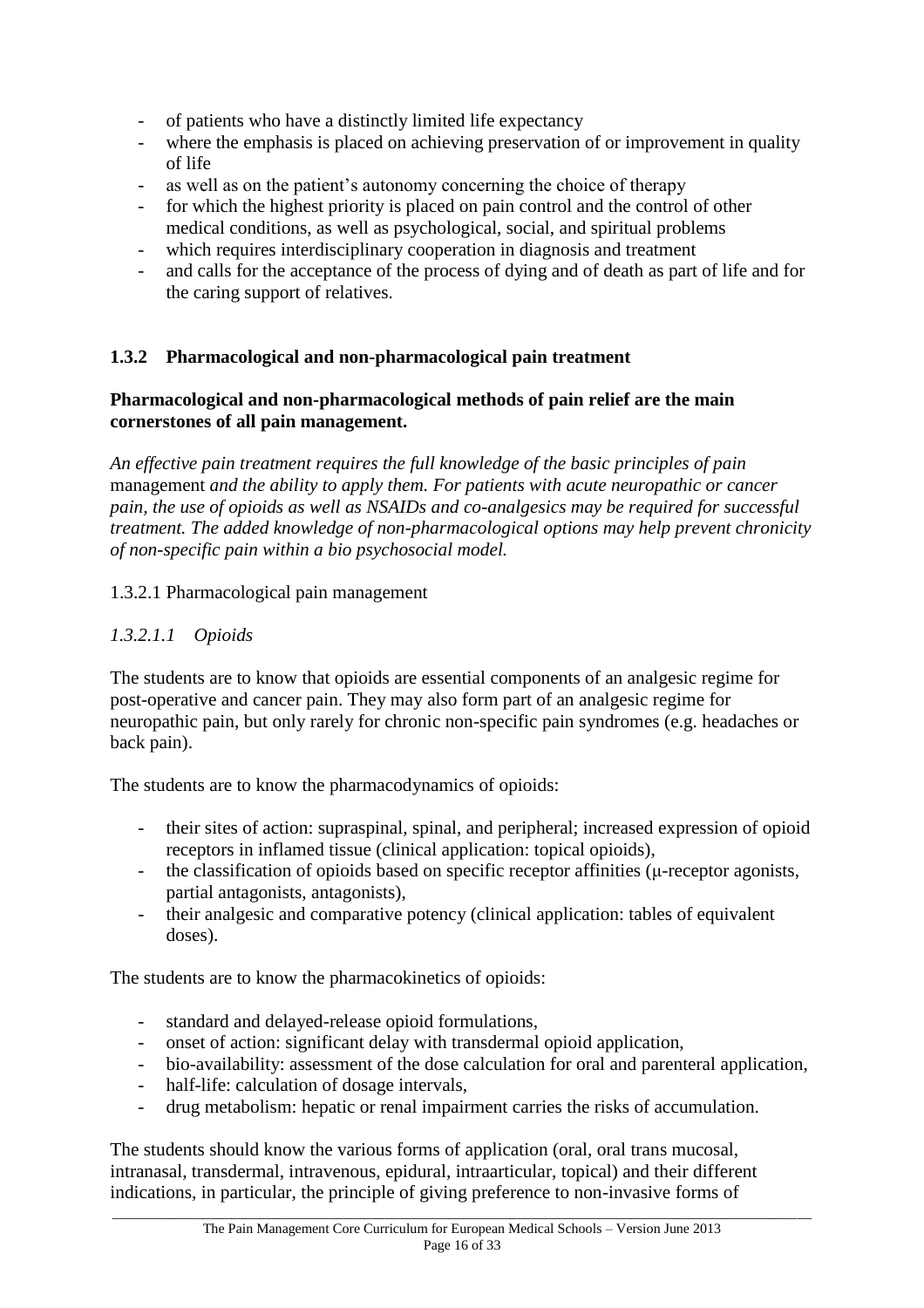- of patients who have a distinctly limited life expectancy
- where the emphasis is placed on achieving preservation of or improvement in quality of life
- as well as on the patient's autonomy concerning the choice of therapy
- for which the highest priority is placed on pain control and the control of other medical conditions, as well as psychological, social, and spiritual problems
- which requires interdisciplinary cooperation in diagnosis and treatment
- and calls for the acceptance of the process of dying and of death as part of life and for the caring support of relatives.

### 1.3.2 Pharmacological and non-pharmacological pain treatment

**Pharmacological and non-pharmacological methods of pain relief are the main cornerstones of all pain management.**

*An effective pain treatment requires the full knowledge of the basic principles of pain* management *and the ability to apply them. For patients with acute neuropathic or cancer pain, the use of opioids as well as NSAIDs and co-analgesics may be required for successful treatment. The added knowledge of non-pharmacological options may help prevent chronicity of non-specific pain within a bio psychosocial model.*

1.3.2.1 Pharmacological pain management

*1.3.2.1.1 Opioids*

The students are to know that opioids are essential components of an analgesic regime for post-operative and cancer pain. They may also form part of an analgesic regime for neuropathic pain, but only rarely for chronic non-specific pain syndromes (e.g. headaches or back pain).

The students are to know the pharmacodynamics of opioids:

- their sites of action: supraspinal, spinal, and peripheral; increased expression of opioid receptors in inflamed tissue (clinical application: topical opioids),
- the classification of opioids based on specific receptor affinities (μ-receptor agonists, partial antagonists, antagonists),
- their analgesic and comparative potency (clinical application: tables of equivalent doses).

The students are to know the pharmacokinetics of opioids:

- standard and delayed-release opioid formulations,
- onset of action: significant delay with transdermal opioid application,
- bio-availability: assessment of the dose calculation for oral and parenteral application,
- half-life: calculation of dosage intervals,
- drug metabolism: hepatic or renal impairment carries the risks of accumulation.

The students should know the various forms of application (oral, oral trans mucosal, intranasal, transdermal, intravenous, epidural, intraarticular, topical) and their different indications, in particular, the principle of giving preference to non-invasive forms of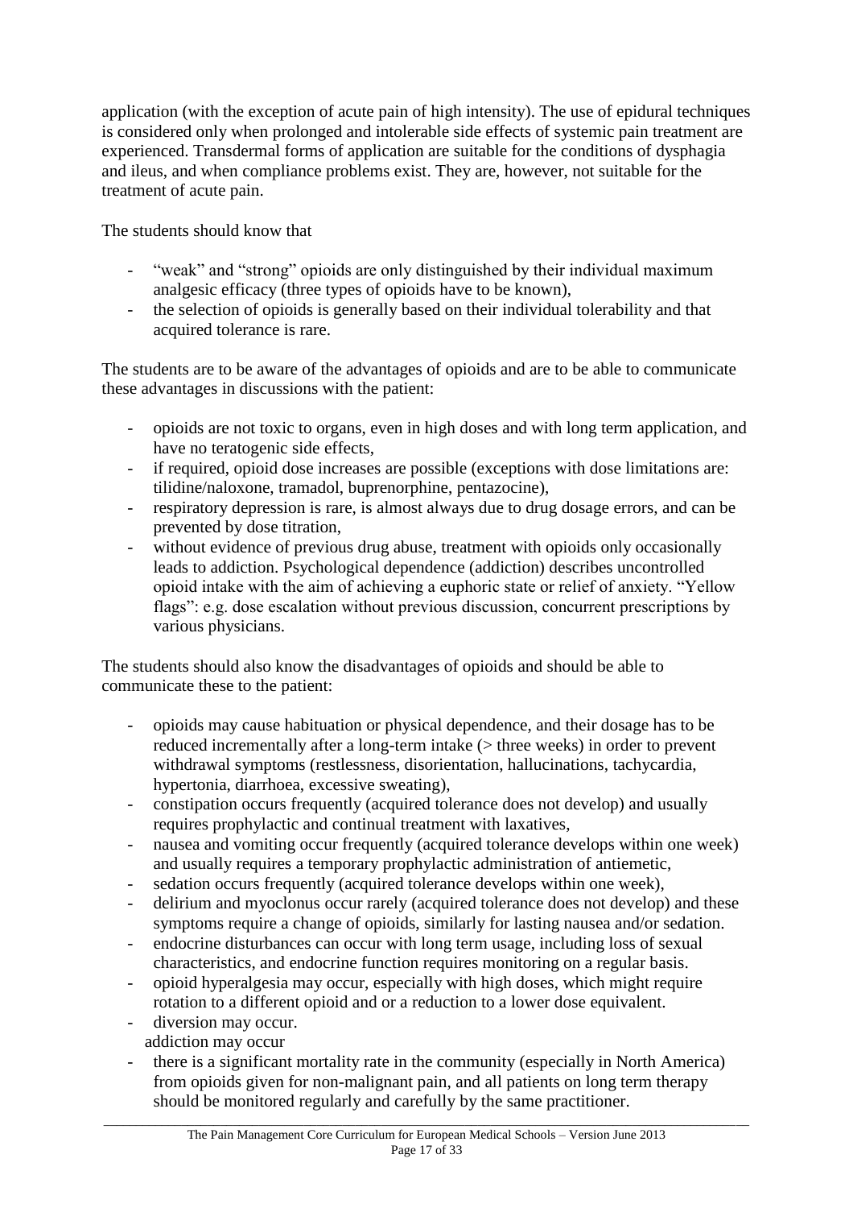application (with the exception of acute pain of high intensity). The use of epidural techniques is considered only when prolonged and intolerable side effects of systemic pain treatment are experienced. Transdermal forms of application are suitable for the conditions of dysphagia and ileus, and when compliance problems exist. They are, however, not suitable for the treatment of acute pain.

The students should know that

- "weak" and "strong" opioids are only distinguished by their individual maximum analgesic efficacy (three types of opioids have to be known),
- the selection of opioids is generally based on their individual tolerability and that acquired tolerance is rare.

The students are to be aware of the advantages of opioids and are to be able to communicate these advantages in discussions with the patient:

- opioids are not toxic to organs, even in high doses and with long term application, and have no teratogenic side effects,
- if required, opioid dose increases are possible (exceptions with dose limitations are: tilidine/naloxone, tramadol, buprenorphine, pentazocine),
- respiratory depression is rare, is almost always due to drug dosage errors, and can be prevented by dose titration,
- without evidence of previous drug abuse, treatment with opioids only occasionally leads to addiction. Psychological dependence (addiction) describes uncontrolled opioid intake with the aim of achieving a euphoric state or relief of anxiety. "Yellow flags": e.g. dose escalation without previous discussion, concurrent prescriptions by various physicians.

The students should also know the disadvantages of opioids and should be able to communicate these to the patient:

- opioids may cause habituation or physical dependence, and their dosage has to be reduced incrementally after a long-term intake (> three weeks) in order to prevent withdrawal symptoms (restlessness, disorientation, hallucinations, tachycardia, hypertonia, diarrhoea, excessive sweating),
- constipation occurs frequently (acquired tolerance does not develop) and usually requires prophylactic and continual treatment with laxatives,
- nausea and vomiting occur frequently (acquired tolerance develops within one week) and usually requires a temporary prophylactic administration of antiemetic,
- sedation occurs frequently (acquired tolerance develops within one week),
- delirium and myoclonus occur rarely (acquired tolerance does not develop) and these symptoms require a change of opioids, similarly for lasting nausea and/or sedation.
- endocrine disturbances can occur with long term usage, including loss of sexual characteristics, and endocrine function requires monitoring on a regular basis.
- opioid hyperalgesia may occur, especially with high doses, which might require rotation to a different opioid and or a reduction to a lower dose equivalent.
- diversion may occur.
  addiction may occur
- there is a significant mortality rate in the community (especially in North America) from opioids given for non-malignant pain, and all patients on long term therapy should be monitored regularly and carefully by the same practitioner.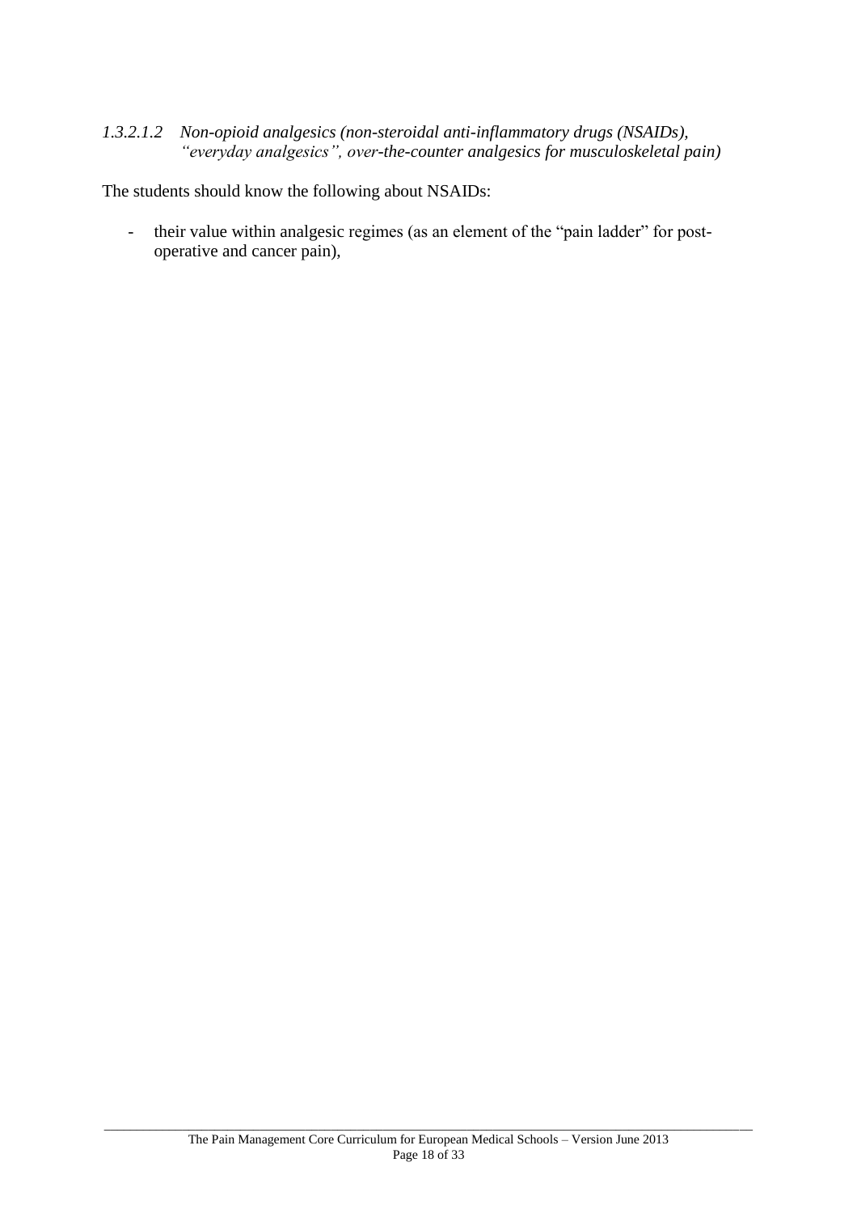*1.3.2.1.2 Non-opioid analgesics (non-steroidal anti-inflammatory drugs (NSAIDs), "everyday analgesics", over-the-counter analgesics for musculoskeletal pain)*

The students should know the following about NSAIDs:

- their value within analgesic regimes (as an element of the "pain ladder" for post-operative and cancer pain),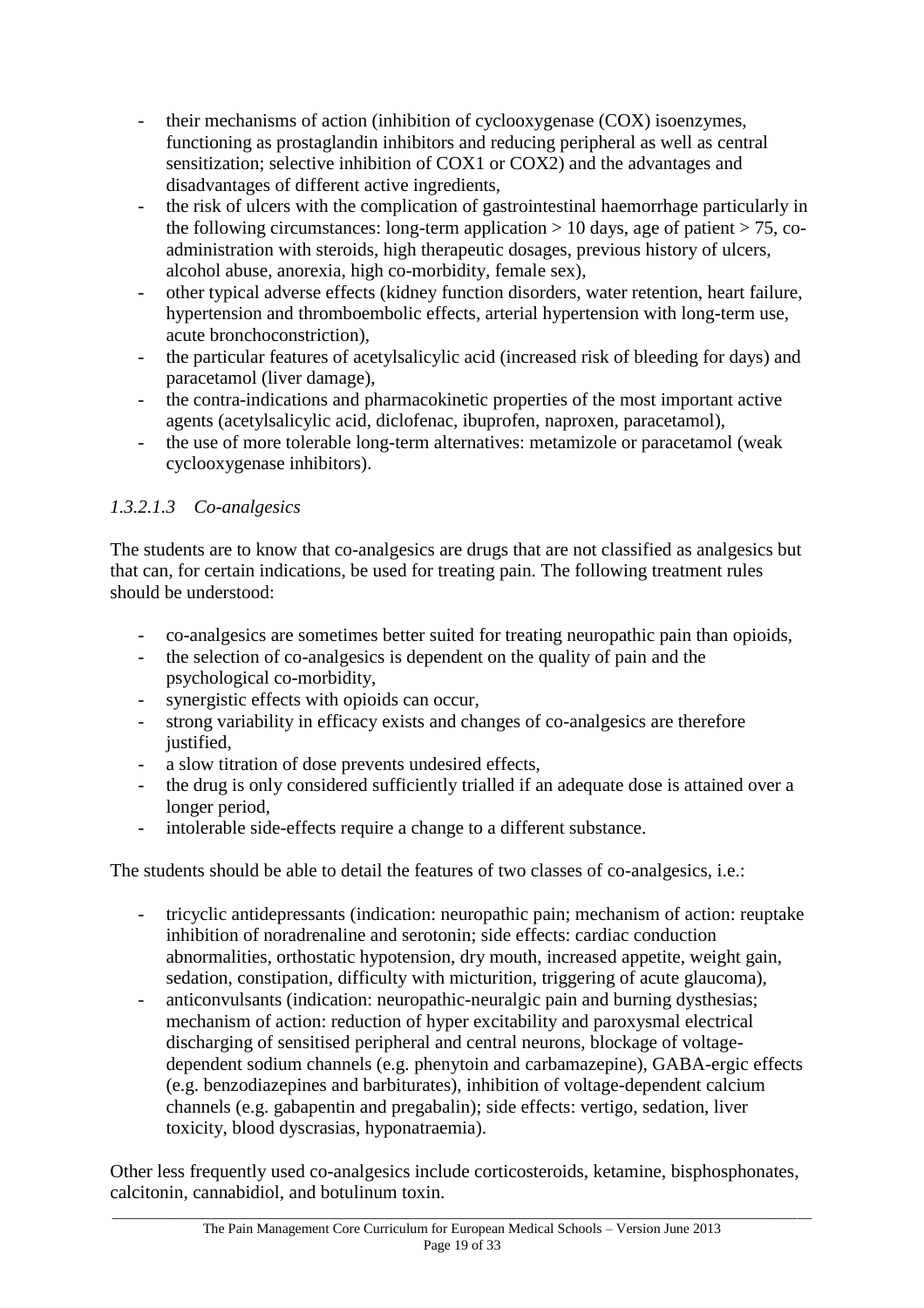- their mechanisms of action (inhibition of cyclooxygenase (COX) isoenzymes, functioning as prostaglandin inhibitors and reducing peripheral as well as central sensitization; selective inhibition of COX1 or COX2) and the advantages and disadvantages of different active ingredients,
- the risk of ulcers with the complication of gastrointestinal haemorrhage particularly in the following circumstances: long-term application > 10 days, age of patient > 75, co-administration with steroids, high therapeutic dosages, previous history of ulcers, alcohol abuse, anorexia, high co-morbidity, female sex),
- other typical adverse effects (kidney function disorders, water retention, heart failure, hypertension and thromboembolic effects, arterial hypertension with long-term use, acute bronchoconstriction),
- the particular features of acetylsalicylic acid (increased risk of bleeding for days) and paracetamol (liver damage),
- the contra-indications and pharmacokinetic properties of the most important active agents (acetylsalicylic acid, diclofenac, ibuprofen, naproxen, paracetamol),
- the use of more tolerable long-term alternatives: metamizole or paracetamol (weak cyclooxygenase inhibitors).

#### *1.3.2.1.3 Co-analgesics*

The students are to know that co-analgesics are drugs that are not classified as analgesics but that can, for certain indications, be used for treating pain. The following treatment rules should be understood:

- co-analgesics are sometimes better suited for treating neuropathic pain than opioids,
- the selection of co-analgesics is dependent on the quality of pain and the psychological co-morbidity,
- synergistic effects with opioids can occur,
- strong variability in efficacy exists and changes of co-analgesics are therefore justified,
- a slow titration of dose prevents undesired effects,
- the drug is only considered sufficiently trialled if an adequate dose is attained over a longer period,
- intolerable side-effects require a change to a different substance.

The students should be able to detail the features of two classes of co-analgesics, i.e.:

- tricyclic antidepressants (indication: neuropathic pain; mechanism of action: reuptake inhibition of noradrenaline and serotonin; side effects: cardiac conduction abnormalities, orthostatic hypotension, dry mouth, increased appetite, weight gain, sedation, constipation, difficulty with micturition, triggering of acute glaucoma),
- anticonvulsants (indication: neuropathic-neuralgic pain and burning dysthesias; mechanism of action: reduction of hyper excitability and paroxysmal electrical discharging of sensitised peripheral and central neurons, blockage of voltage-dependent sodium channels (e.g. phenytoin and carbamazepine), GABA-ergic effects (e.g. benzodiazepines and barbiturates), inhibition of voltage-dependent calcium channels (e.g. gabapentin and pregabalin); side effects: vertigo, sedation, liver toxicity, blood dyscrasias, hyponatraemia).

Other less frequently used co-analgesics include corticosteroids, ketamine, bisphosphonates, calcitonin, cannabidiol, and botulinum toxin.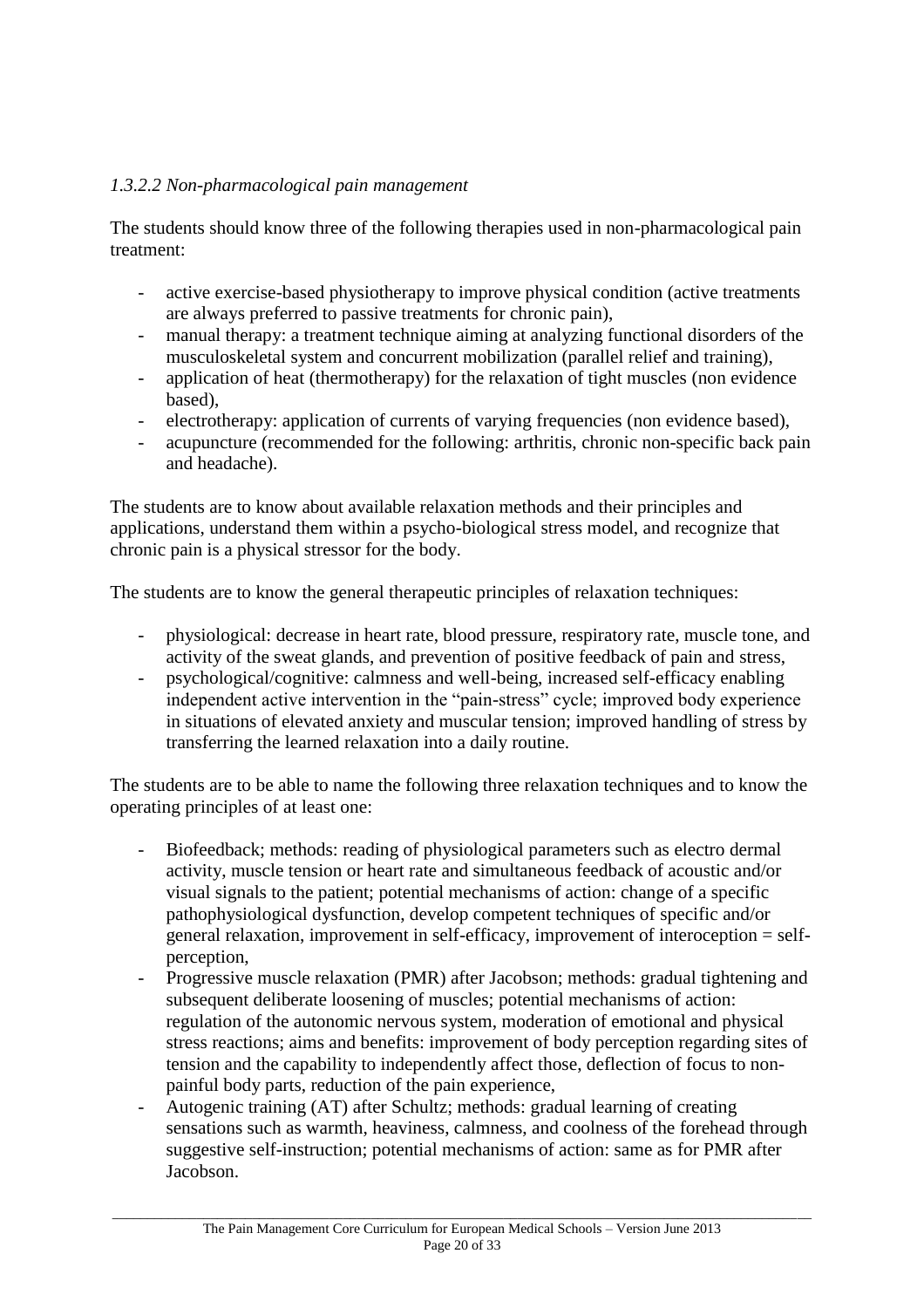*1.3.2.2 Non-pharmacological pain management*

The students should know three of the following therapies used in non-pharmacological pain treatment:

- active exercise-based physiotherapy to improve physical condition (active treatments are always preferred to passive treatments for chronic pain),
- manual therapy: a treatment technique aiming at analyzing functional disorders of the musculoskeletal system and concurrent mobilization (parallel relief and training),
- application of heat (thermotherapy) for the relaxation of tight muscles (non evidence based),
- electrotherapy: application of currents of varying frequencies (non evidence based),
- acupuncture (recommended for the following: arthritis, chronic non-specific back pain and headache).

The students are to know about available relaxation methods and their principles and applications, understand them within a psycho-biological stress model, and recognize that chronic pain is a physical stressor for the body.

The students are to know the general therapeutic principles of relaxation techniques:

- physiological: decrease in heart rate, blood pressure, respiratory rate, muscle tone, and activity of the sweat glands, and prevention of positive feedback of pain and stress,
- psychological/cognitive: calmness and well-being, increased self-efficacy enabling independent active intervention in the "pain-stress" cycle; improved body experience in situations of elevated anxiety and muscular tension; improved handling of stress by transferring the learned relaxation into a daily routine.

The students are to be able to name the following three relaxation techniques and to know the operating principles of at least one:

- Biofeedback; methods: reading of physiological parameters such as electro dermal activity, muscle tension or heart rate and simultaneous feedback of acoustic and/or visual signals to the patient; potential mechanisms of action: change of a specific pathophysiological dysfunction, develop competent techniques of specific and/or general relaxation, improvement in self-efficacy, improvement of interoception = self-perception,
- Progressive muscle relaxation (PMR) after Jacobson; methods: gradual tightening and subsequent deliberate loosening of muscles; potential mechanisms of action: regulation of the autonomic nervous system, moderation of emotional and physical stress reactions; aims and benefits: improvement of body perception regarding sites of tension and the capability to independently affect those, deflection of focus to non-painful body parts, reduction of the pain experience,
- Autogenic training (AT) after Schultz; methods: gradual learning of creating sensations such as warmth, heaviness, calmness, and coolness of the forehead through suggestive self-instruction; potential mechanisms of action: same as for PMR after Jacobson.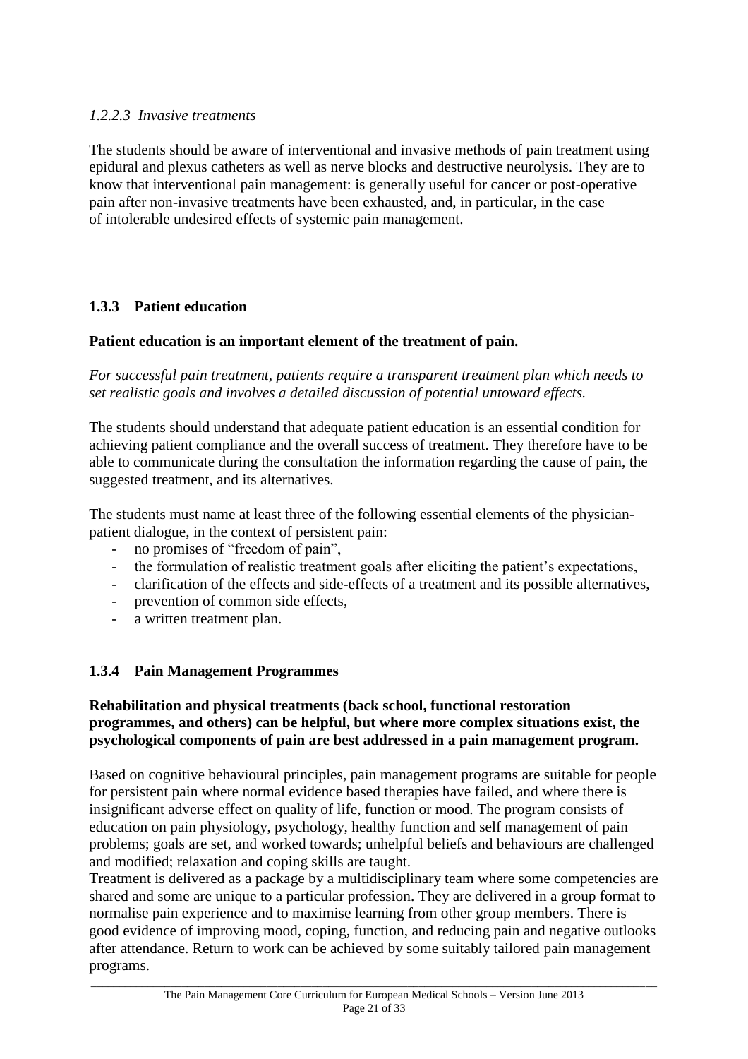#### *1.2.2.3 Invasive treatments*

The students should be aware of interventional and invasive methods of pain treatment using epidural and plexus catheters as well as nerve blocks and destructive neurolysis. They are to know that interventional pain management: is generally useful for cancer or post-operative pain after non-invasive treatments have been exhausted, and, in particular, in the case of intolerable undesired effects of systemic pain management.

### 1.3.3 Patient education

**Patient education is an important element of the treatment of pain.**

*For successful pain treatment, patients require a transparent treatment plan which needs to set realistic goals and involves a detailed discussion of potential untoward effects.*

The students should understand that adequate patient education is an essential condition for achieving patient compliance and the overall success of treatment. They therefore have to be able to communicate during the consultation the information regarding the cause of pain, the suggested treatment, and its alternatives.

The students must name at least three of the following essential elements of the physician-patient dialogue, in the context of persistent pain:

- no promises of "freedom of pain",
- the formulation of realistic treatment goals after eliciting the patient's expectations,
- clarification of the effects and side-effects of a treatment and its possible alternatives,
- prevention of common side effects,
- a written treatment plan.

### 1.3.4 Pain Management Programmes

**Rehabilitation and physical treatments (back school, functional restoration programmes, and others) can be helpful, but where more complex situations exist, the psychological components of pain are best addressed in a pain management program.**

Based on cognitive behavioural principles, pain management programs are suitable for people for persistent pain where normal evidence based therapies have failed, and where there is insignificant adverse effect on quality of life, function or mood. The program consists of education on pain physiology, psychology, healthy function and self management of pain problems; goals are set, and worked towards; unhelpful beliefs and behaviours are challenged and modified; relaxation and coping skills are taught.

Treatment is delivered as a package by a multidisciplinary team where some competencies are shared and some are unique to a particular profession. They are delivered in a group format to normalise pain experience and to maximise learning from other group members. There is good evidence of improving mood, coping, function, and reducing pain and negative outlooks after attendance. Return to work can be achieved by some suitably tailored pain management programs.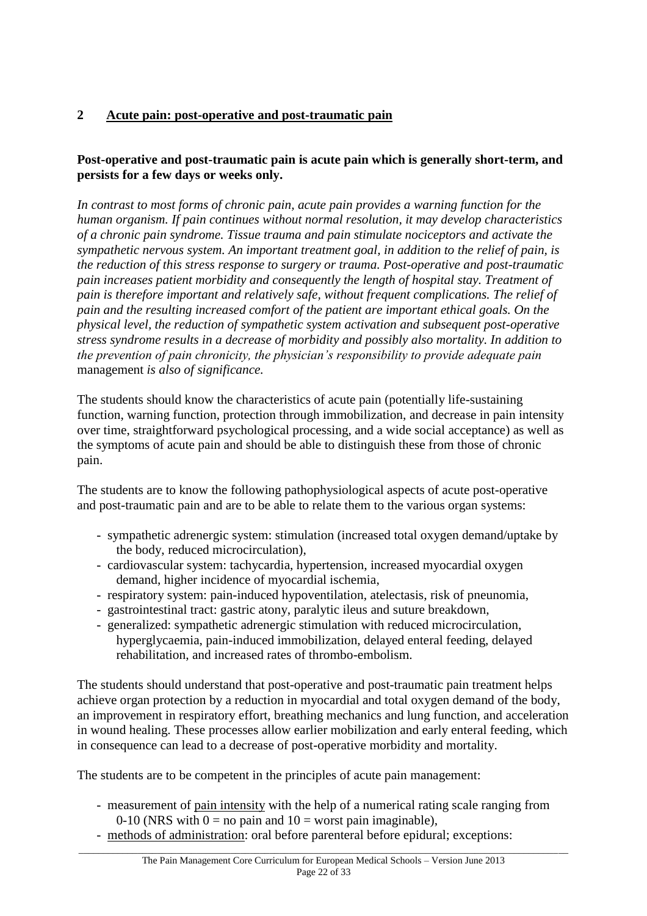## 2 Acute pain: post-operative and post-traumatic pain

**Post-operative and post-traumatic pain is acute pain which is generally short-term, and persists for a few days or weeks only.**

*In contrast to most forms of chronic pain, acute pain provides a warning function for the human organism. If pain continues without normal resolution, it may develop characteristics of a chronic pain syndrome. Tissue trauma and pain stimulate nociceptors and activate the sympathetic nervous system. An important treatment goal, in addition to the relief of pain, is the reduction of this stress response to surgery or trauma. Post-operative and post-traumatic pain increases patient morbidity and consequently the length of hospital stay. Treatment of pain is therefore important and relatively safe, without frequent complications. The relief of pain and the resulting increased comfort of the patient are important ethical goals. On the physical level, the reduction of sympathetic system activation and subsequent post-operative stress syndrome results in a decrease of morbidity and possibly also mortality. In addition to the prevention of pain chronicity, the physician's responsibility to provide adequate pain* management *is also of significance.*

The students should know the characteristics of acute pain (potentially life-sustaining function, warning function, protection through immobilization, and decrease in pain intensity over time, straightforward psychological processing, and a wide social acceptance) as well as the symptoms of acute pain and should be able to distinguish these from those of chronic pain.

The students are to know the following pathophysiological aspects of acute post-operative and post-traumatic pain and are to be able to relate them to the various organ systems:

- sympathetic adrenergic system: stimulation (increased total oxygen demand/uptake by the body, reduced microcirculation),
- cardiovascular system: tachycardia, hypertension, increased myocardial oxygen demand, higher incidence of myocardial ischemia,
- respiratory system: pain-induced hypoventilation, atelectasis, risk of pneunomia,
- gastrointestinal tract: gastric atony, paralytic ileus and suture breakdown,
- generalized: sympathetic adrenergic stimulation with reduced microcirculation, hyperglycaemia, pain-induced immobilization, delayed enteral feeding, delayed rehabilitation, and increased rates of thrombo-embolism.

The students should understand that post-operative and post-traumatic pain treatment helps achieve organ protection by a reduction in myocardial and total oxygen demand of the body, an improvement in respiratory effort, breathing mechanics and lung function, and acceleration in wound healing. These processes allow earlier mobilization and early enteral feeding, which in consequence can lead to a decrease of post-operative morbidity and mortality.

The students are to be competent in the principles of acute pain management:

- measurement of <u>pain intensity</u> with the help of a numerical rating scale ranging from 0-10 (NRS with 0 = no pain and 10 = worst pain imaginable),
- <u>methods of administration</u>: oral before parenteral before epidural; exceptions: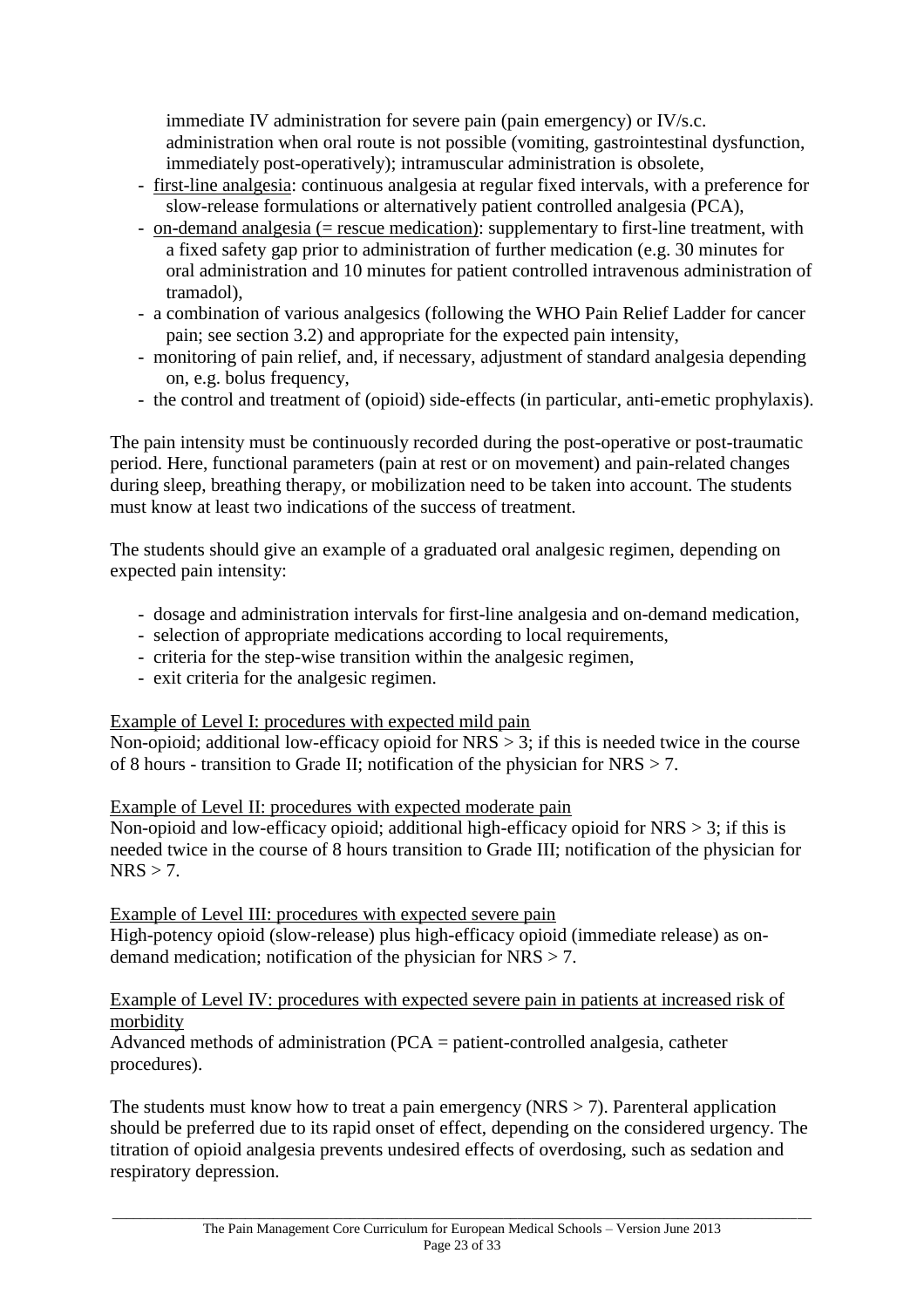immediate IV administration for severe pain (pain emergency) or IV/s.c. administration when oral route is not possible (vomiting, gastrointestinal dysfunction, immediately post-operatively); intramuscular administration is obsolete,

- first-line analgesia: continuous analgesia at regular fixed intervals, with a preference for slow-release formulations or alternatively patient controlled analgesia (PCA),
- on-demand analgesia (= rescue medication): supplementary to first-line treatment, with a fixed safety gap prior to administration of further medication (e.g. 30 minutes for oral administration and 10 minutes for patient controlled intravenous administration of tramadol),
- a combination of various analgesics (following the WHO Pain Relief Ladder for cancer pain; see section 3.2) and appropriate for the expected pain intensity,
- monitoring of pain relief, and, if necessary, adjustment of standard analgesia depending on, e.g. bolus frequency,
- the control and treatment of (opioid) side-effects (in particular, anti-emetic prophylaxis).

The pain intensity must be continuously recorded during the post-operative or post-traumatic period. Here, functional parameters (pain at rest or on movement) and pain-related changes during sleep, breathing therapy, or mobilization need to be taken into account. The students must know at least two indications of the success of treatment.

The students should give an example of a graduated oral analgesic regimen, depending on expected pain intensity:

- dosage and administration intervals for first-line analgesia and on-demand medication,
- selection of appropriate medications according to local requirements,
- criteria for the step-wise transition within the analgesic regimen,
- exit criteria for the analgesic regimen.

Example of Level I: procedures with expected mild pain
Non-opioid; additional low-efficacy opioid for NRS > 3; if this is needed twice in the course of 8 hours - transition to Grade II; notification of the physician for NRS > 7.

Example of Level II: procedures with expected moderate pain
Non-opioid and low-efficacy opioid; additional high-efficacy opioid for NRS > 3; if this is needed twice in the course of 8 hours transition to Grade III; notification of the physician for NRS > 7.

Example of Level III: procedures with expected severe pain
High-potency opioid (slow-release) plus high-efficacy opioid (immediate release) as on-demand medication; notification of the physician for NRS > 7.

Example of Level IV: procedures with expected severe pain in patients at increased risk of morbidity
Advanced methods of administration (PCA = patient-controlled analgesia, catheter procedures).

The students must know how to treat a pain emergency (NRS > 7). Parenteral application should be preferred due to its rapid onset of effect, depending on the considered urgency. The titration of opioid analgesia prevents undesired effects of overdosing, such as sedation and respiratory depression.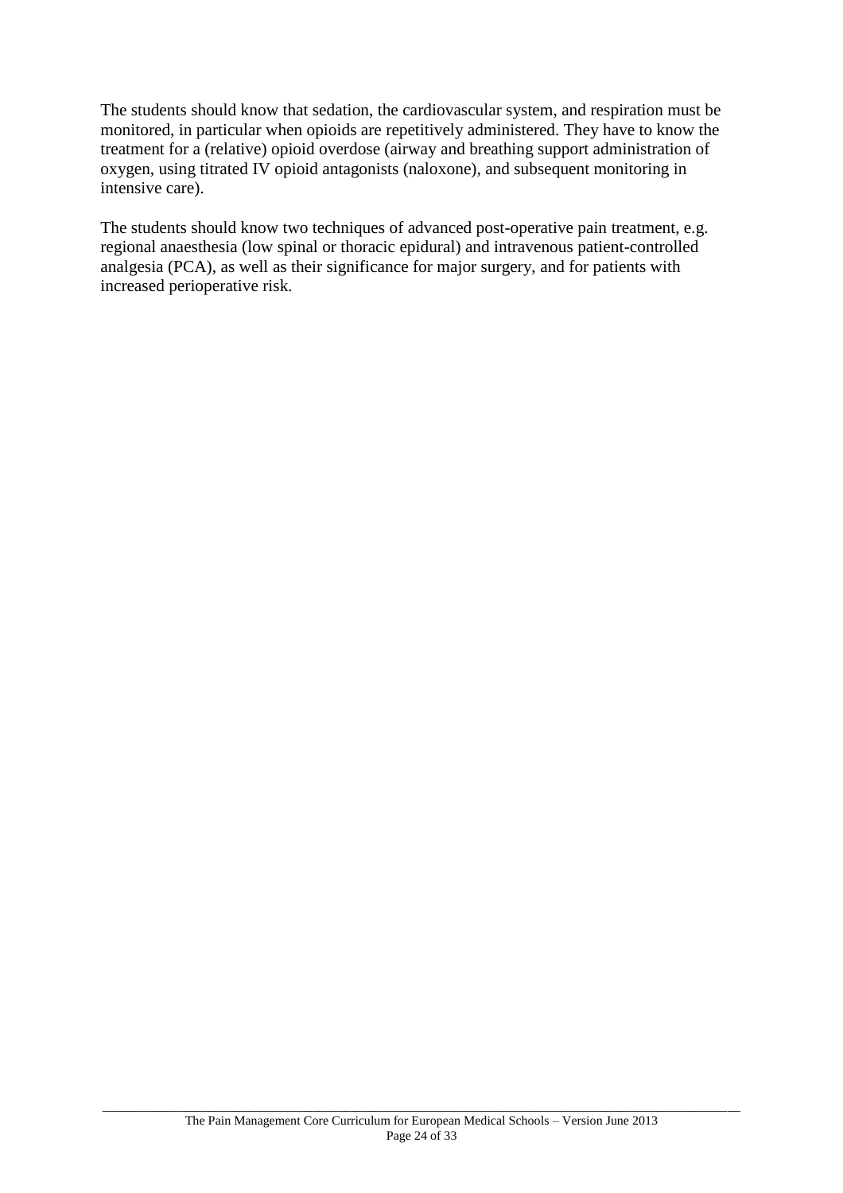The students should know that sedation, the cardiovascular system, and respiration must be monitored, in particular when opioids are repetitively administered. They have to know the treatment for a (relative) opioid overdose (airway and breathing support administration of oxygen, using titrated IV opioid antagonists (naloxone), and subsequent monitoring in intensive care).

The students should know two techniques of advanced post-operative pain treatment, e.g. regional anaesthesia (low spinal or thoracic epidural) and intravenous patient-controlled analgesia (PCA), as well as their significance for major surgery, and for patients with increased perioperative risk.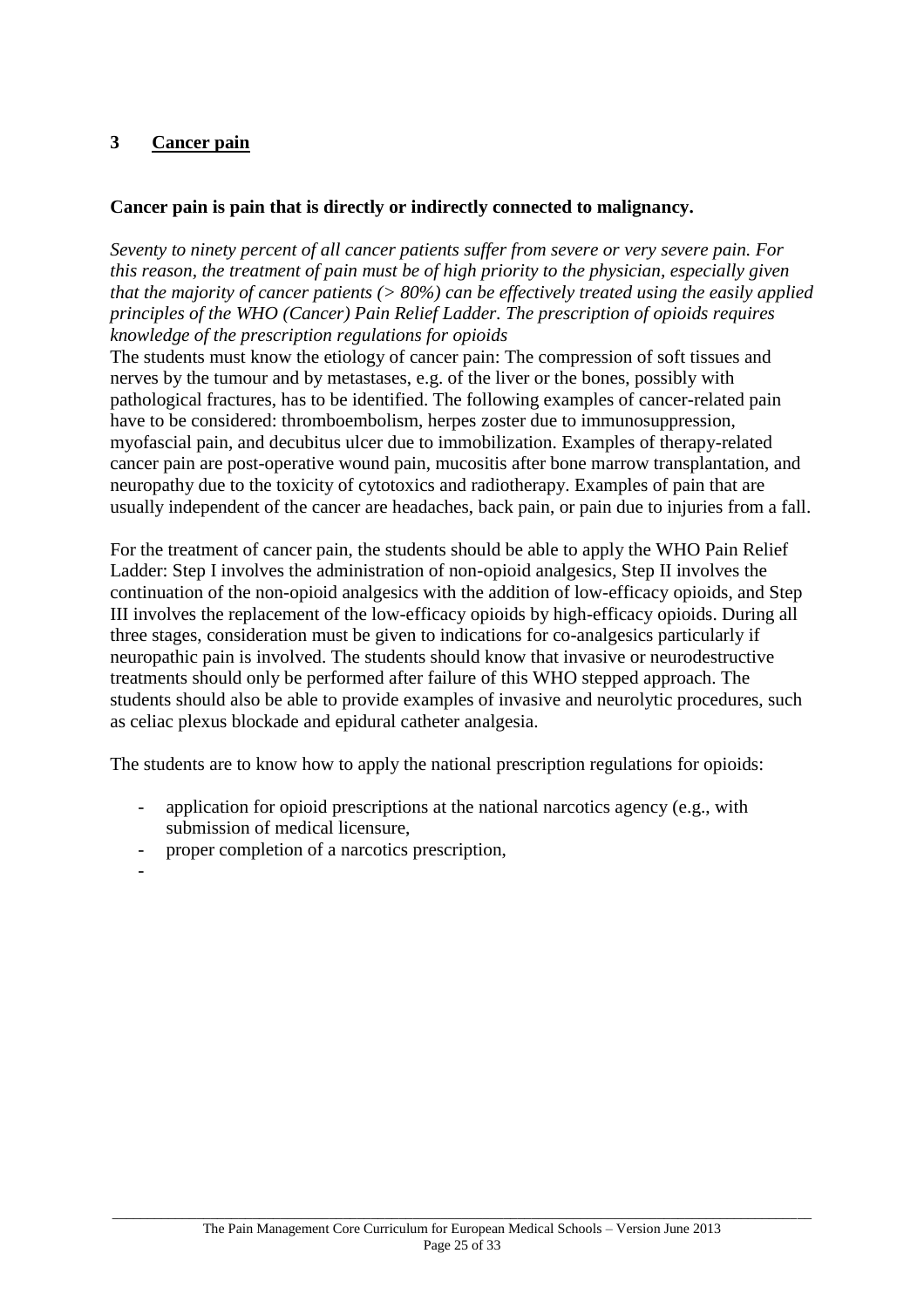## 3 Cancer pain

**Cancer pain is pain that is directly or indirectly connected to malignancy.**

*Seventy to ninety percent of all cancer patients suffer from severe or very severe pain. For this reason, the treatment of pain must be of high priority to the physician, especially given that the majority of cancer patients (> 80%) can be effectively treated using the easily applied principles of the WHO (Cancer) Pain Relief Ladder. The prescription of opioids requires knowledge of the prescription regulations for opioids*

The students must know the etiology of cancer pain: The compression of soft tissues and nerves by the tumour and by metastases, e.g. of the liver or the bones, possibly with pathological fractures, has to be identified. The following examples of cancer-related pain have to be considered: thromboembolism, herpes zoster due to immunosuppression, myofascial pain, and decubitus ulcer due to immobilization. Examples of therapy-related cancer pain are post-operative wound pain, mucositis after bone marrow transplantation, and neuropathy due to the toxicity of cytotoxics and radiotherapy. Examples of pain that are usually independent of the cancer are headaches, back pain, or pain due to injuries from a fall.

For the treatment of cancer pain, the students should be able to apply the WHO Pain Relief Ladder: Step I involves the administration of non-opioid analgesics, Step II involves the continuation of the non-opioid analgesics with the addition of low-efficacy opioids, and Step III involves the replacement of the low-efficacy opioids by high-efficacy opioids. During all three stages, consideration must be given to indications for co-analgesics particularly if neuropathic pain is involved. The students should know that invasive or neurodestructive treatments should only be performed after failure of this WHO stepped approach. The students should also be able to provide examples of invasive and neurolytic procedures, such as celiac plexus blockade and epidural catheter analgesia.

The students are to know how to apply the national prescription regulations for opioids:

- application for opioid prescriptions at the national narcotics agency (e.g., with submission of medical licensure,
- proper completion of a narcotics prescription,
-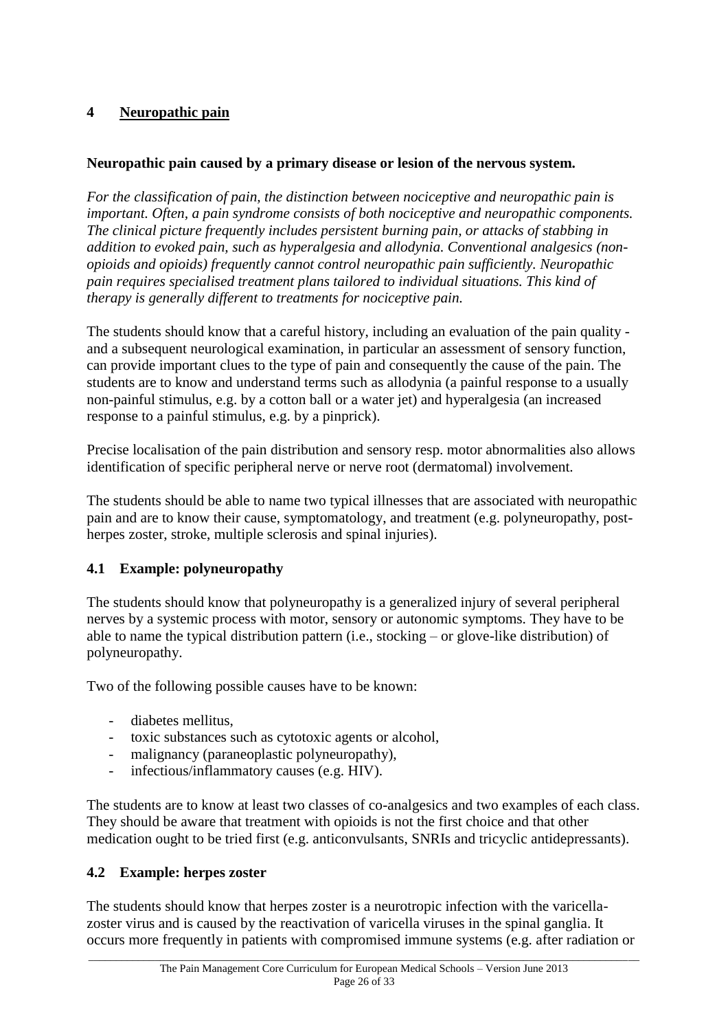## 4 Neuropathic pain

**Neuropathic pain caused by a primary disease or lesion of the nervous system.**

*For the classification of pain, the distinction between nociceptive and neuropathic pain is important. Often, a pain syndrome consists of both nociceptive and neuropathic components. The clinical picture frequently includes persistent burning pain, or attacks of stabbing in addition to evoked pain, such as hyperalgesia and allodynia. Conventional analgesics (non-opioids and opioids) frequently cannot control neuropathic pain sufficiently. Neuropathic pain requires specialised treatment plans tailored to individual situations. This kind of therapy is generally different to treatments for nociceptive pain.*

The students should know that a careful history, including an evaluation of the pain quality - and a subsequent neurological examination, in particular an assessment of sensory function, can provide important clues to the type of pain and consequently the cause of the pain. The students are to know and understand terms such as allodynia (a painful response to a usually non-painful stimulus, e.g. by a cotton ball or a water jet) and hyperalgesia (an increased response to a painful stimulus, e.g. by a pinprick).

Precise localisation of the pain distribution and sensory resp. motor abnormalities also allows identification of specific peripheral nerve or nerve root (dermatomal) involvement.

The students should be able to name two typical illnesses that are associated with neuropathic pain and are to know their cause, symptomatology, and treatment (e.g. polyneuropathy, post-herpes zoster, stroke, multiple sclerosis and spinal injuries).

### 4.1 Example: polyneuropathy

The students should know that polyneuropathy is a generalized injury of several peripheral nerves by a systemic process with motor, sensory or autonomic symptoms. They have to be able to name the typical distribution pattern (i.e., stocking – or glove-like distribution) of polyneuropathy.

Two of the following possible causes have to be known:

- diabetes mellitus,
- toxic substances such as cytotoxic agents or alcohol,
- malignancy (paraneoplastic polyneuropathy),
- infectious/inflammatory causes (e.g. HIV).

The students are to know at least two classes of co-analgesics and two examples of each class. They should be aware that treatment with opioids is not the first choice and that other medication ought to be tried first (e.g. anticonvulsants, SNRIs and tricyclic antidepressants).

### 4.2 Example: herpes zoster

The students should know that herpes zoster is a neurotropic infection with the varicella-zoster virus and is caused by the reactivation of varicella viruses in the spinal ganglia. It occurs more frequently in patients with compromised immune systems (e.g. after radiation or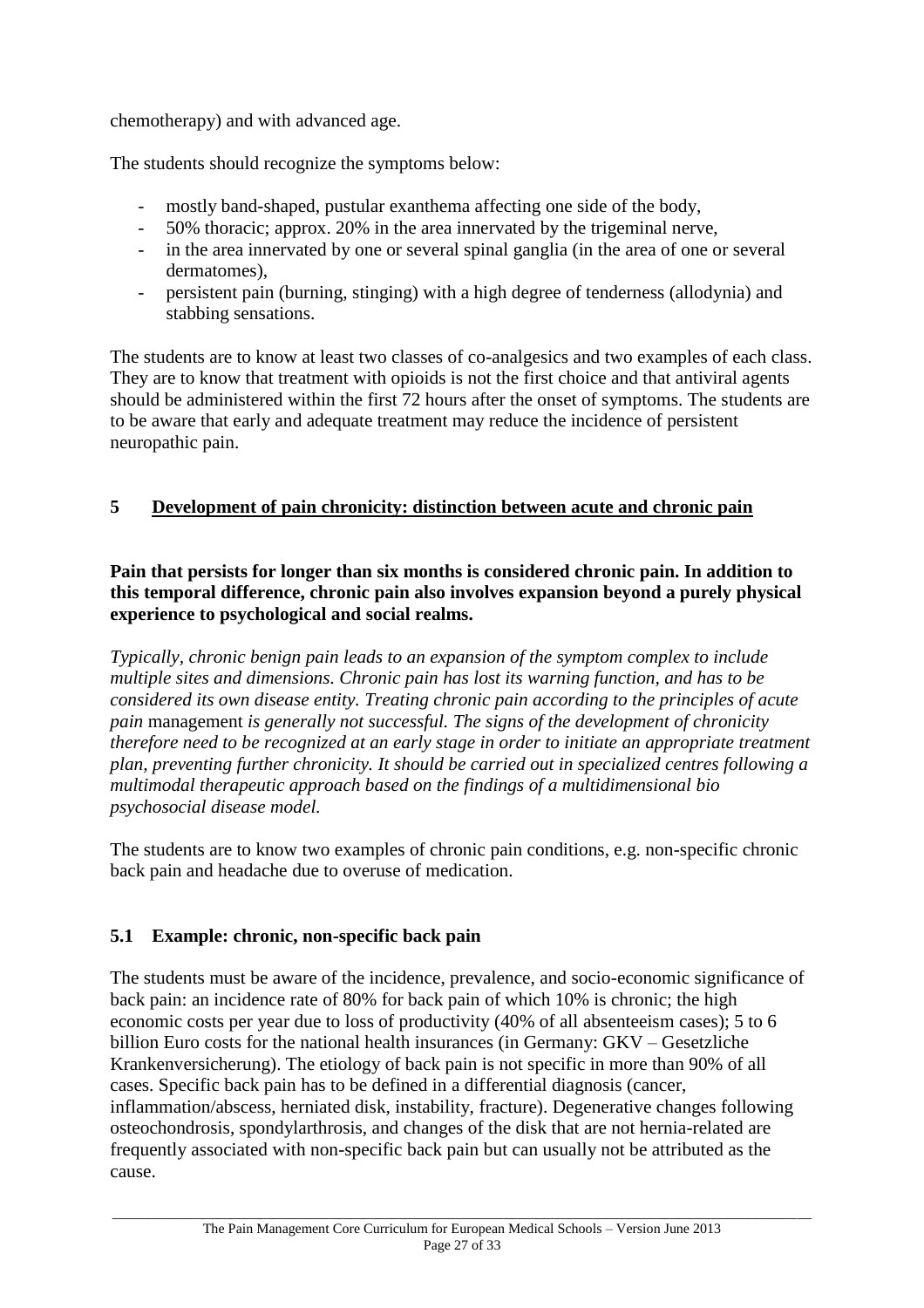chemotherapy) and with advanced age.

The students should recognize the symptoms below:

- mostly band-shaped, pustular exanthema affecting one side of the body,
- 50% thoracic; approx. 20% in the area innervated by the trigeminal nerve,
- in the area innervated by one or several spinal ganglia (in the area of one or several dermatomes),
- persistent pain (burning, stinging) with a high degree of tenderness (allodynia) and stabbing sensations.

The students are to know at least two classes of co-analgesics and two examples of each class. They are to know that treatment with opioids is not the first choice and that antiviral agents should be administered within the first 72 hours after the onset of symptoms. The students are to be aware that early and adequate treatment may reduce the incidence of persistent neuropathic pain.

## 5 Development of pain chronicity: distinction between acute and chronic pain

**Pain that persists for longer than six months is considered chronic pain. In addition to this temporal difference, chronic pain also involves expansion beyond a purely physical experience to psychological and social realms.**

*Typically, chronic benign pain leads to an expansion of the symptom complex to include multiple sites and dimensions. Chronic pain has lost its warning function, and has to be considered its own disease entity. Treating chronic pain according to the principles of acute pain* management *is generally not successful. The signs of the development of chronicity therefore need to be recognized at an early stage in order to initiate an appropriate treatment plan, preventing further chronicity. It should be carried out in specialized centres following a multimodal therapeutic approach based on the findings of a multidimensional bio psychosocial disease model.*

The students are to know two examples of chronic pain conditions, e.g. non-specific chronic back pain and headache due to overuse of medication.

### 5.1 Example: chronic, non-specific back pain

The students must be aware of the incidence, prevalence, and socio-economic significance of back pain: an incidence rate of 80% for back pain of which 10% is chronic; the high economic costs per year due to loss of productivity (40% of all absenteeism cases); 5 to 6 billion Euro costs for the national health insurances (in Germany: GKV – Gesetzliche Krankenversicherung). The etiology of back pain is not specific in more than 90% of all cases. Specific back pain has to be defined in a differential diagnosis (cancer, inflammation/abscess, herniated disk, instability, fracture). Degenerative changes following osteochondrosis, spondylarthrosis, and changes of the disk that are not hernia-related are frequently associated with non-specific back pain but can usually not be attributed as the cause.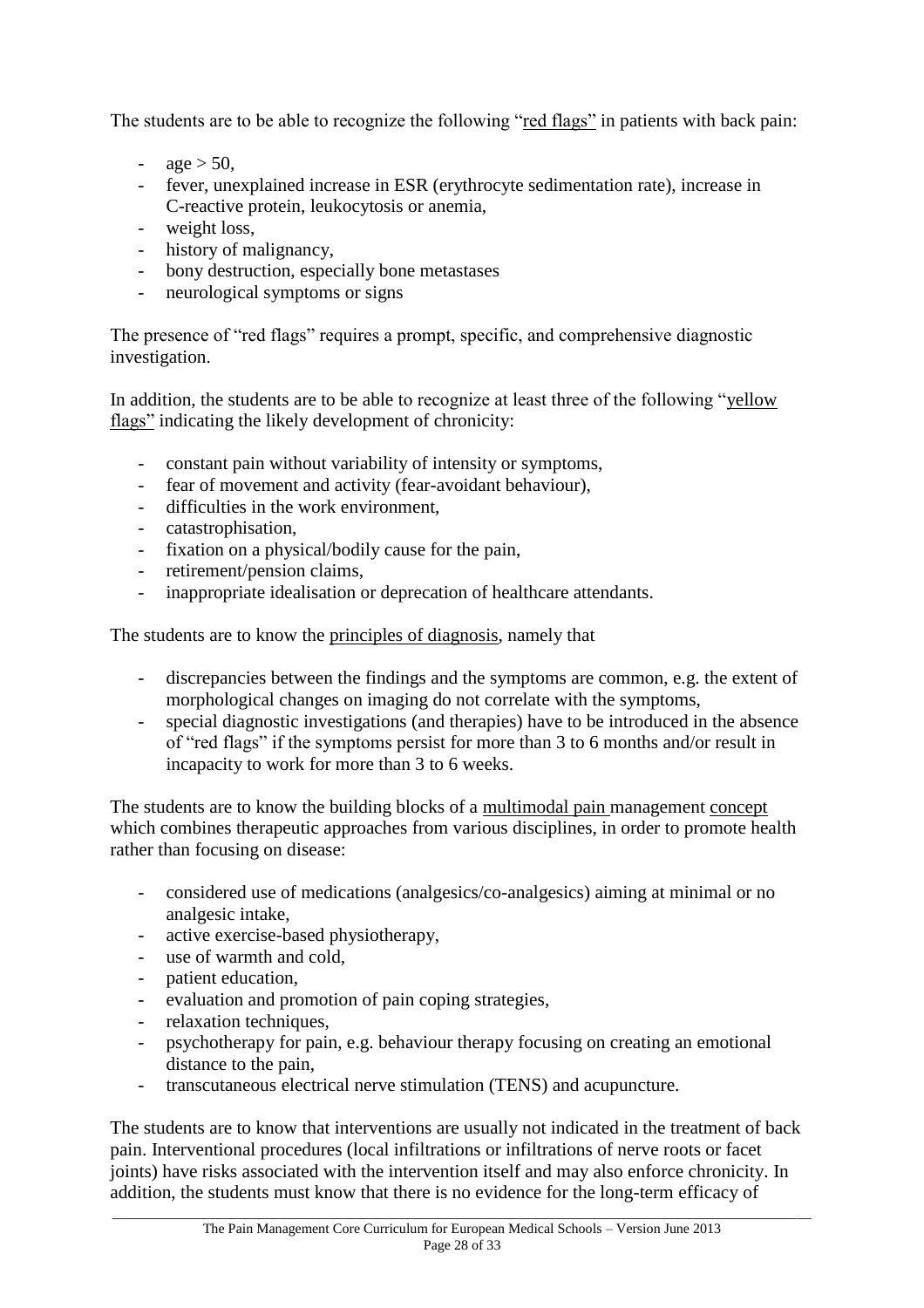The students are to be able to recognize the following "red flags" in patients with back pain:

- age > 50,
- fever, unexplained increase in ESR (erythrocyte sedimentation rate), increase in C-reactive protein, leukocytosis or anemia,
- weight loss,
- history of malignancy,
- bony destruction, especially bone metastases
- neurological symptoms or signs

The presence of "red flags" requires a prompt, specific, and comprehensive diagnostic investigation.

In addition, the students are to be able to recognize at least three of the following "yellow flags" indicating the likely development of chronicity:

- constant pain without variability of intensity or symptoms,
- fear of movement and activity (fear-avoidant behaviour),
- difficulties in the work environment,
- catastrophisation,
- fixation on a physical/bodily cause for the pain,
- retirement/pension claims,
- inappropriate idealisation or deprecation of healthcare attendants.

The students are to know the principles of diagnosis, namely that

- discrepancies between the findings and the symptoms are common, e.g. the extent of morphological changes on imaging do not correlate with the symptoms,
- special diagnostic investigations (and therapies) have to be introduced in the absence of "red flags" if the symptoms persist for more than 3 to 6 months and/or result in incapacity to work for more than 3 to 6 weeks.

The students are to know the building blocks of a multimodal pain management concept which combines therapeutic approaches from various disciplines, in order to promote health rather than focusing on disease:

- considered use of medications (analgesics/co-analgesics) aiming at minimal or no analgesic intake,
- active exercise-based physiotherapy,
- use of warmth and cold,
- patient education,
- evaluation and promotion of pain coping strategies,
- relaxation techniques,
- psychotherapy for pain, e.g. behaviour therapy focusing on creating an emotional distance to the pain,
- transcutaneous electrical nerve stimulation (TENS) and acupuncture.

The students are to know that interventions are usually not indicated in the treatment of back pain. Interventional procedures (local infiltrations or infiltrations of nerve roots or facet joints) have risks associated with the intervention itself and may also enforce chronicity. In addition, the students must know that there is no evidence for the long-term efficacy of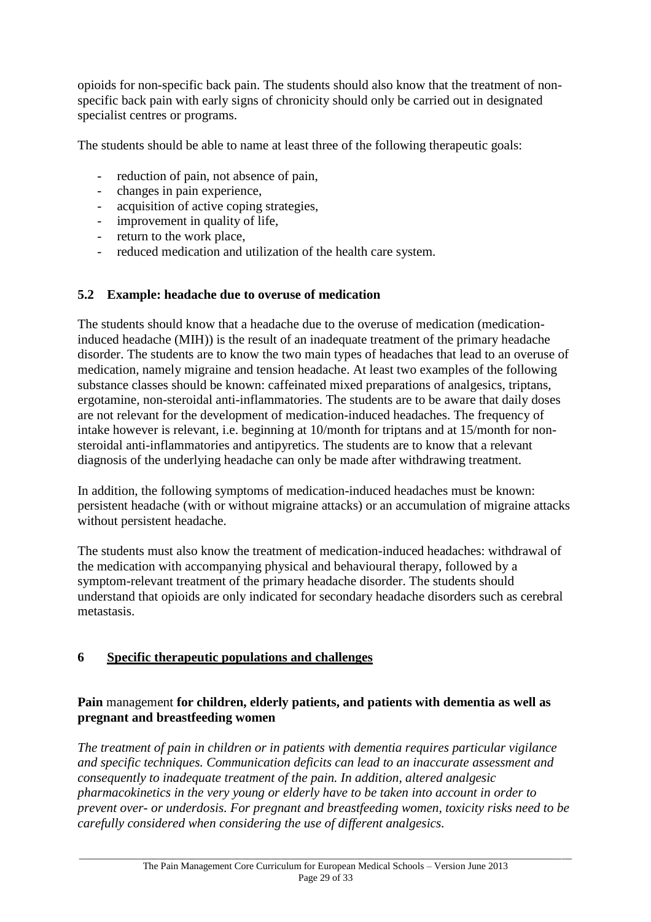opioids for non-specific back pain. The students should also know that the treatment of non-specific back pain with early signs of chronicity should only be carried out in designated specialist centres or programs.

The students should be able to name at least three of the following therapeutic goals:

- reduction of pain, not absence of pain,
- changes in pain experience,
- acquisition of active coping strategies,
- improvement in quality of life,
- return to the work place,
- reduced medication and utilization of the health care system.

### 5.2 Example: headache due to overuse of medication

The students should know that a headache due to the overuse of medication (medication-induced headache (MIH)) is the result of an inadequate treatment of the primary headache disorder. The students are to know the two main types of headaches that lead to an overuse of medication, namely migraine and tension headache. At least two examples of the following substance classes should be known: caffeinated mixed preparations of analgesics, triptans, ergotamine, non-steroidal anti-inflammatories. The students are to be aware that daily doses are not relevant for the development of medication-induced headaches. The frequency of intake however is relevant, i.e. beginning at 10/month for triptans and at 15/month for non-steroidal anti-inflammatories and antipyretics. The students are to know that a relevant diagnosis of the underlying headache can only be made after withdrawing treatment.

In addition, the following symptoms of medication-induced headaches must be known: persistent headache (with or without migraine attacks) or an accumulation of migraine attacks without persistent headache.

The students must also know the treatment of medication-induced headaches: withdrawal of the medication with accompanying physical and behavioural therapy, followed by a symptom-relevant treatment of the primary headache disorder. The students should understand that opioids are only indicated for secondary headache disorders such as cerebral metastasis.

## 6 Specific therapeutic populations and challenges

### **Pain** management **for children, elderly patients, and patients with dementia as well as pregnant and breastfeeding women**

*The treatment of pain in children or in patients with dementia requires particular vigilance and specific techniques. Communication deficits can lead to an inaccurate assessment and consequently to inadequate treatment of the pain. In addition, altered analgesic pharmacokinetics in the very young or elderly have to be taken into account in order to prevent over- or underdosis. For pregnant and breastfeeding women, toxicity risks need to be carefully considered when considering the use of different analgesics.*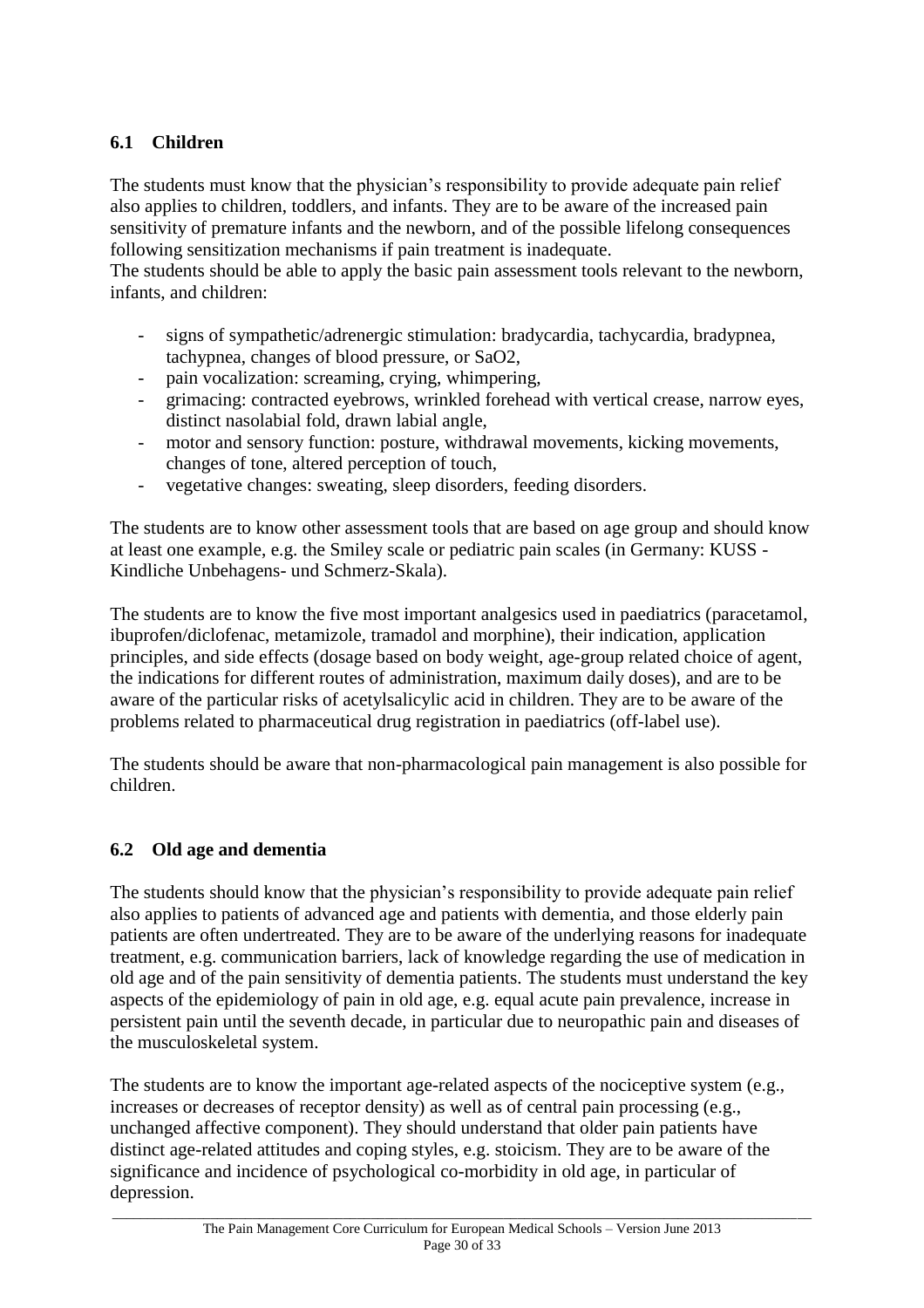## 6.1 Children

The students must know that the physician's responsibility to provide adequate pain relief also applies to children, toddlers, and infants. They are to be aware of the increased pain sensitivity of premature infants and the newborn, and of the possible lifelong consequences following sensitization mechanisms if pain treatment is inadequate.
The students should be able to apply the basic pain assessment tools relevant to the newborn, infants, and children:

- signs of sympathetic/adrenergic stimulation: bradycardia, tachycardia, bradypnea, tachypnea, changes of blood pressure, or SaO2,
- pain vocalization: screaming, crying, whimpering,
- grimacing: contracted eyebrows, wrinkled forehead with vertical crease, narrow eyes, distinct nasolabial fold, drawn labial angle,
- motor and sensory function: posture, withdrawal movements, kicking movements, changes of tone, altered perception of touch,
- vegetative changes: sweating, sleep disorders, feeding disorders.

The students are to know other assessment tools that are based on age group and should know at least one example, e.g. the Smiley scale or pediatric pain scales (in Germany: KUSS - Kindliche Unbehagens- und Schmerz-Skala).

The students are to know the five most important analgesics used in paediatrics (paracetamol, ibuprofen/diclofenac, metamizole, tramadol and morphine), their indication, application principles, and side effects (dosage based on body weight, age-group related choice of agent, the indications for different routes of administration, maximum daily doses), and are to be aware of the particular risks of acetylsalicylic acid in children. They are to be aware of the problems related to pharmaceutical drug registration in paediatrics (off-label use).

The students should be aware that non-pharmacological pain management is also possible for children.

## 6.2 Old age and dementia

The students should know that the physician's responsibility to provide adequate pain relief also applies to patients of advanced age and patients with dementia, and those elderly pain patients are often undertreated. They are to be aware of the underlying reasons for inadequate treatment, e.g. communication barriers, lack of knowledge regarding the use of medication in old age and of the pain sensitivity of dementia patients. The students must understand the key aspects of the epidemiology of pain in old age, e.g. equal acute pain prevalence, increase in persistent pain until the seventh decade, in particular due to neuropathic pain and diseases of the musculoskeletal system.

The students are to know the important age-related aspects of the nociceptive system (e.g., increases or decreases of receptor density) as well as of central pain processing (e.g., unchanged affective component). They should understand that older pain patients have distinct age-related attitudes and coping styles, e.g. stoicism. They are to be aware of the significance and incidence of psychological co-morbidity in old age, in particular of depression.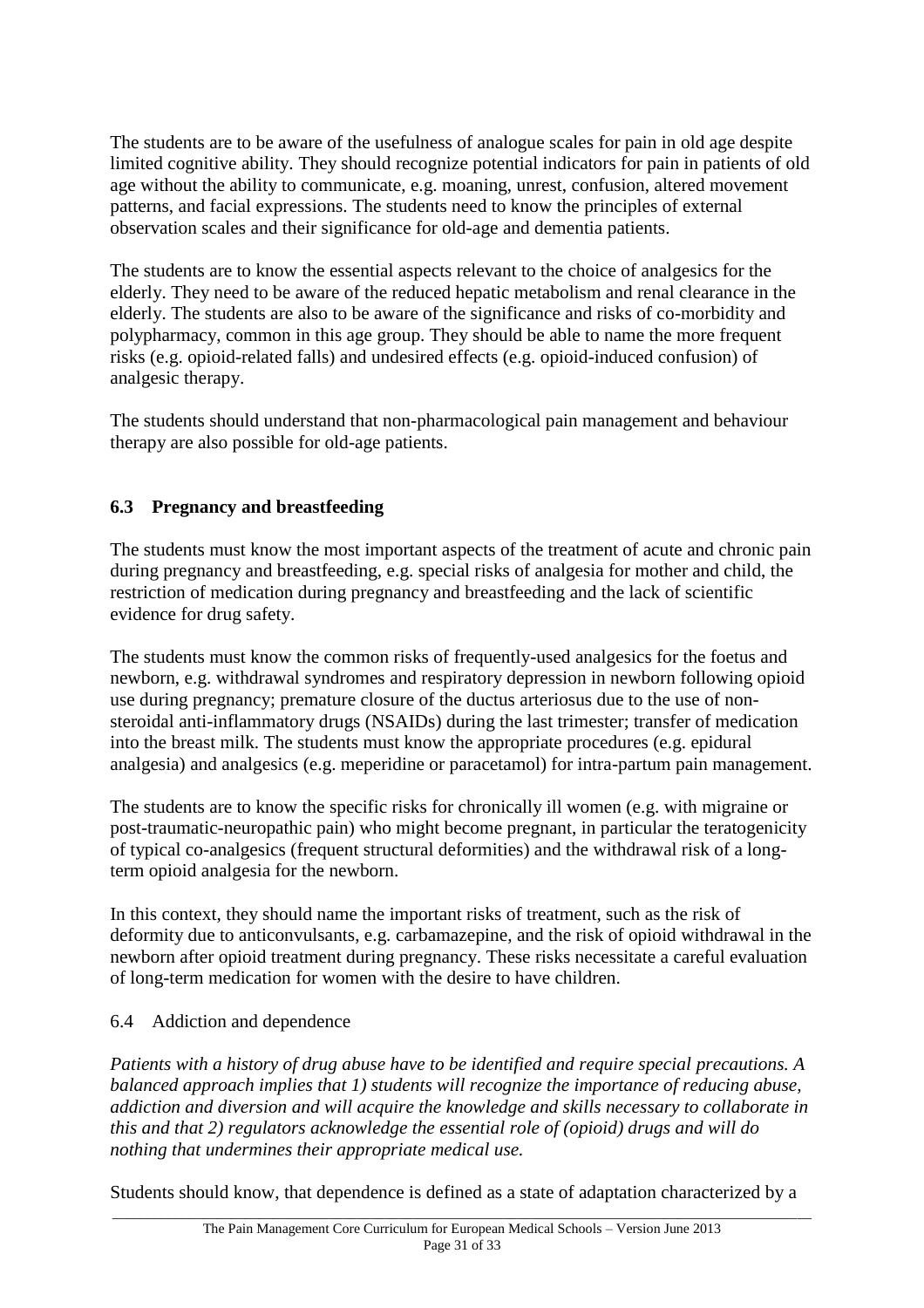The students are to be aware of the usefulness of analogue scales for pain in old age despite limited cognitive ability. They should recognize potential indicators for pain in patients of old age without the ability to communicate, e.g. moaning, unrest, confusion, altered movement patterns, and facial expressions. The students need to know the principles of external observation scales and their significance for old-age and dementia patients.

The students are to know the essential aspects relevant to the choice of analgesics for the elderly. They need to be aware of the reduced hepatic metabolism and renal clearance in the elderly. The students are also to be aware of the significance and risks of co-morbidity and polypharmacy, common in this age group. They should be able to name the more frequent risks (e.g. opioid-related falls) and undesired effects (e.g. opioid-induced confusion) of analgesic therapy.

The students should understand that non-pharmacological pain management and behaviour therapy are also possible for old-age patients.

### 6.3 Pregnancy and breastfeeding

The students must know the most important aspects of the treatment of acute and chronic pain during pregnancy and breastfeeding, e.g. special risks of analgesia for mother and child, the restriction of medication during pregnancy and breastfeeding and the lack of scientific evidence for drug safety.

The students must know the common risks of frequently-used analgesics for the foetus and newborn, e.g. withdrawal syndromes and respiratory depression in newborn following opioid use during pregnancy; premature closure of the ductus arteriosus due to the use of non-steroidal anti-inflammatory drugs (NSAIDs) during the last trimester; transfer of medication into the breast milk. The students must know the appropriate procedures (e.g. epidural analgesia) and analgesics (e.g. meperidine or paracetamol) for intra-partum pain management.

The students are to know the specific risks for chronically ill women (e.g. with migraine or post-traumatic-neuropathic pain) who might become pregnant, in particular the teratogenicity of typical co-analgesics (frequent structural deformities) and the withdrawal risk of a long-term opioid analgesia for the newborn.

In this context, they should name the important risks of treatment, such as the risk of deformity due to anticonvulsants, e.g. carbamazepine, and the risk of opioid withdrawal in the newborn after opioid treatment during pregnancy. These risks necessitate a careful evaluation of long-term medication for women with the desire to have children.

### 6.4 Addiction and dependence

*Patients with a history of drug abuse have to be identified and require special precautions. A balanced approach implies that 1) students will recognize the importance of reducing abuse, addiction and diversion and will acquire the knowledge and skills necessary to collaborate in this and that 2) regulators acknowledge the essential role of (opioid) drugs and will do nothing that undermines their appropriate medical use.*

Students should know, that dependence is defined as a state of adaptation characterized by a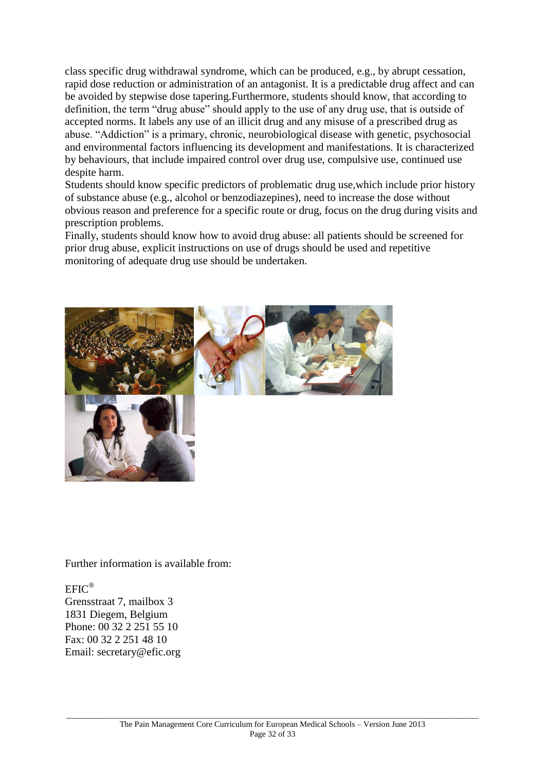class specific drug withdrawal syndrome, which can be produced, e.g., by abrupt cessation, rapid dose reduction or administration of an antagonist. It is a predictable drug affect and can be avoided by stepwise dose tapering.Furthermore, students should know, that according to definition, the term "drug abuse" should apply to the use of any drug use, that is outside of accepted norms. It labels any use of an illicit drug and any misuse of a prescribed drug as abuse. "Addiction" is a primary, chronic, neurobiological disease with genetic, psychosocial and environmental factors influencing its development and manifestations. It is characterized by behaviours, that include impaired control over drug use, compulsive use, continued use despite harm.

Students should know specific predictors of problematic drug use,which include prior history of substance abuse (e.g., alcohol or benzodiazepines), need to increase the dose without obvious reason and preference for a specific route or drug, focus on the drug during visits and prescription problems.

Finally, students should know how to avoid drug abuse: all patients should be screened for prior drug abuse, explicit instructions on use of drugs should be used and repetitive monitoring of adequate drug use should be undertaken.

Further information is available from:

EFIC®
Grensstraat 7, mailbox 3
1831 Diegem, Belgium
Phone: 00 32 2 251 55 10
Fax: 00 32 2 251 48 10
Email: secretary@efic.org